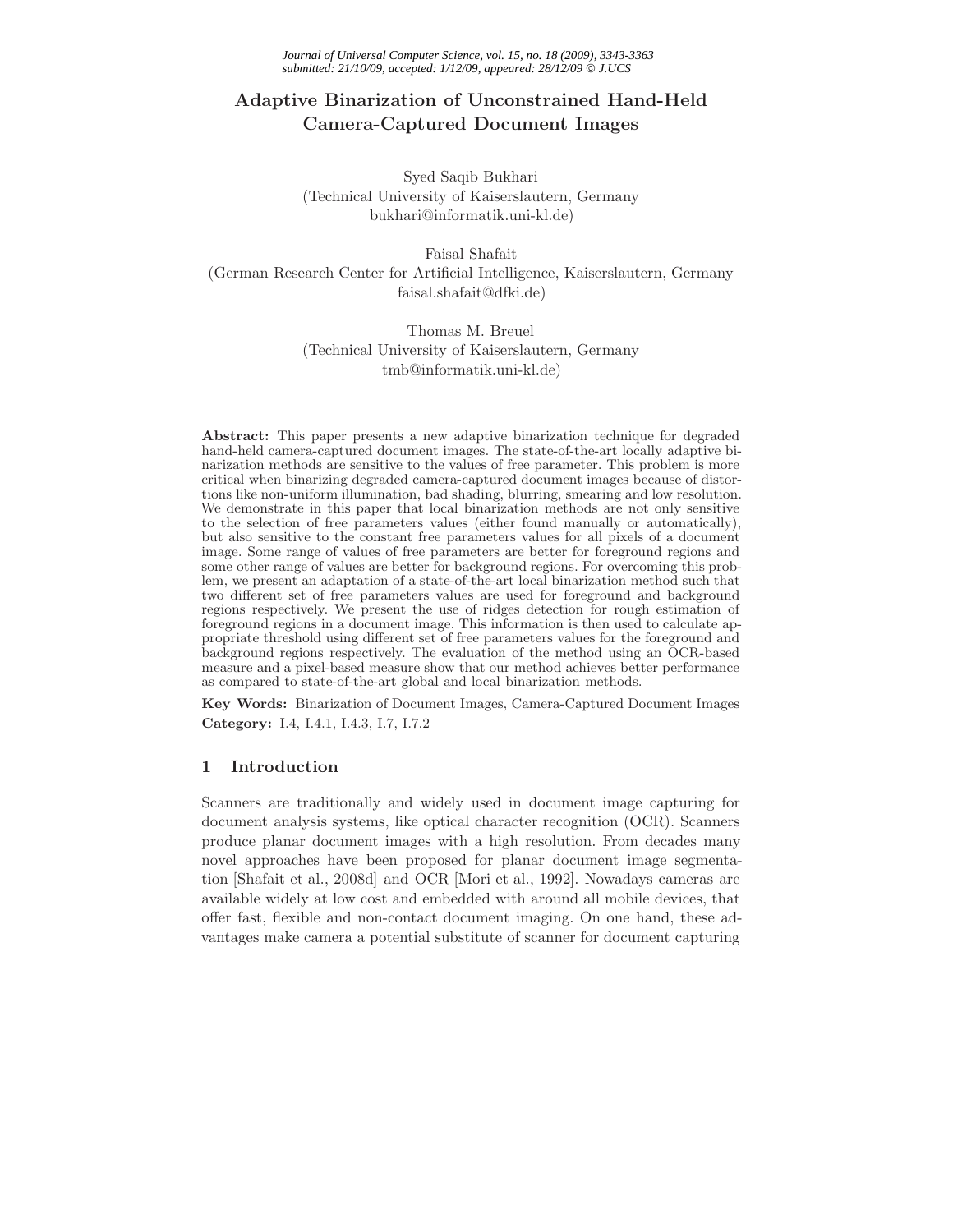# Adaptive Binarization of Unconstrained Hand-Held Camera-Captured Document Images

Syed Saqib Bukhari
(Technical University of Kaiserslautern, Germany
bukhari@informatik.uni-kl.de)

Faisal Shafait
(German Research Center for Artificial Intelligence, Kaiserslautern, Germany
faisal.shafait@dfki.de)

Thomas M. Breuel
(Technical University of Kaiserslautern, Germany
tmb@informatik.uni-kl.de)

**Abstract:** This paper presents a new adaptive binarization technique for degraded hand-held camera-captured document images. The state-of-the-art locally adaptive binarization methods are sensitive to the values of free parameter. This problem is more critical when binarizing degraded camera-captured document images because of distortions like non-uniform illumination, bad shading, blurring, smearing and low resolution. We demonstrate in this paper that local binarization methods are not only sensitive to the selection of free parameters values (either found manually or automatically), but also sensitive to the constant free parameters values for all pixels of a document image. Some range of values of free parameters are better for foreground regions and some other range of values are better for background regions. For overcoming this problem, we present an adaptation of a state-of-the-art local binarization method such that two different set of free parameters values are used for foreground and background regions respectively. We present the use of ridges detection for rough estimation of foreground regions in a document image. This information is then used to calculate appropriate threshold using different set of free parameters values for the foreground and background regions respectively. The evaluation of the method using an OCR-based measure and a pixel-based measure show that our method achieves better performance as compared to state-of-the-art global and local binarization methods.

**Key Words:** Binarization of Document Images, Camera-Captured Document Images
**Category:** I.4, I.4.1, I.4.3, I.7, I.7.2

## 1 Introduction

Scanners are traditionally and widely used in document image capturing for document analysis systems, like optical character recognition (OCR). Scanners produce planar document images with a high resolution. From decades many novel approaches have been proposed for planar document image segmentation [Shafait et al., 2008d] and OCR [Mori et al., 1992]. Nowadays cameras are available widely at low cost and embedded with around all mobile devices, that offer fast, flexible and non-contact document imaging. On one hand, these advantages make camera a potential substitute of scanner for document capturing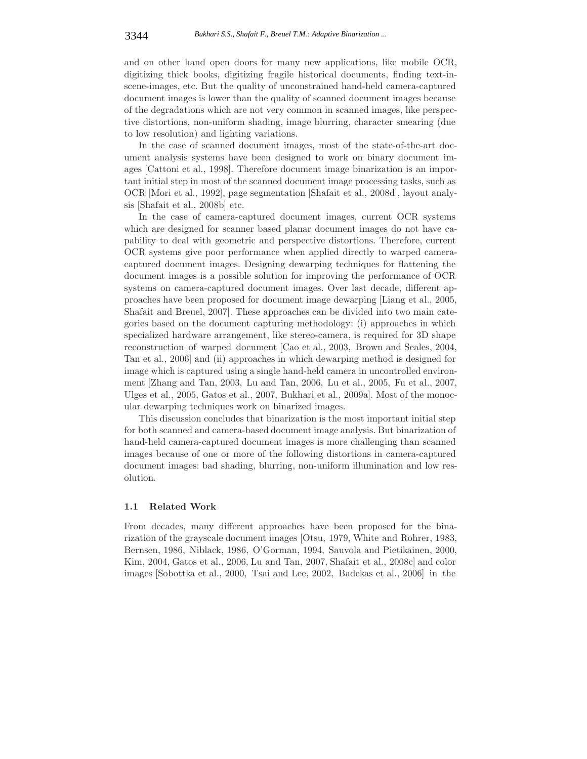and on other hand open doors for many new applications, like mobile OCR, digitizing thick books, digitizing fragile historical documents, finding text-in-scene-images, etc. But the quality of unconstrained hand-held camera-captured document images is lower than the quality of scanned document images because of the degradations which are not very common in scanned images, like perspective distortions, non-uniform shading, image blurring, character smearing (due to low resolution) and lighting variations.

In the case of scanned document images, most of the state-of-the-art document analysis systems have been designed to work on binary document images [Cattoni et al., 1998]. Therefore document image binarization is an important initial step in most of the scanned document image processing tasks, such as OCR [Mori et al., 1992], page segmentation [Shafait et al., 2008d], layout analysis [Shafait et al., 2008b] etc.

In the case of camera-captured document images, current OCR systems which are designed for scanner based planar document images do not have capability to deal with geometric and perspective distortions. Therefore, current OCR systems give poor performance when applied directly to warped camera-captured document images. Designing dewarping techniques for flattening the document images is a possible solution for improving the performance of OCR systems on camera-captured document images. Over last decade, different approaches have been proposed for document image dewarping [Liang et al., 2005, Shafait and Breuel, 2007]. These approaches can be divided into two main categories based on the document capturing methodology: (i) approaches in which specialized hardware arrangement, like stereo-camera, is required for 3D shape reconstruction of warped document [Cao et al., 2003, Brown and Seales, 2004, Tan et al., 2006] and (ii) approaches in which dewarping method is designed for image which is captured using a single hand-held camera in uncontrolled environment [Zhang and Tan, 2003, Lu and Tan, 2006, Lu et al., 2005, Fu et al., 2007, Ulges et al., 2005, Gatos et al., 2007, Bukhari et al., 2009a]. Most of the monocular dewarping techniques work on binarized images.

This discussion concludes that binarization is the most important initial step for both scanned and camera-based document image analysis. But binarization of hand-held camera-captured document images is more challenging than scanned images because of one or more of the following distortions in camera-captured document images: bad shading, blurring, non-uniform illumination and low resolution.

### 1.1 Related Work

From decades, many different approaches have been proposed for the binarization of the grayscale document images [Otsu, 1979, White and Rohrer, 1983, Bernsen, 1986, Niblack, 1986, O'Gorman, 1994, Sauvola and Pietikainen, 2000, Kim, 2004, Gatos et al., 2006, Lu and Tan, 2007, Shafait et al., 2008c] and color images [Sobottka et al., 2000, Tsai and Lee, 2002, Badekas et al., 2006] in the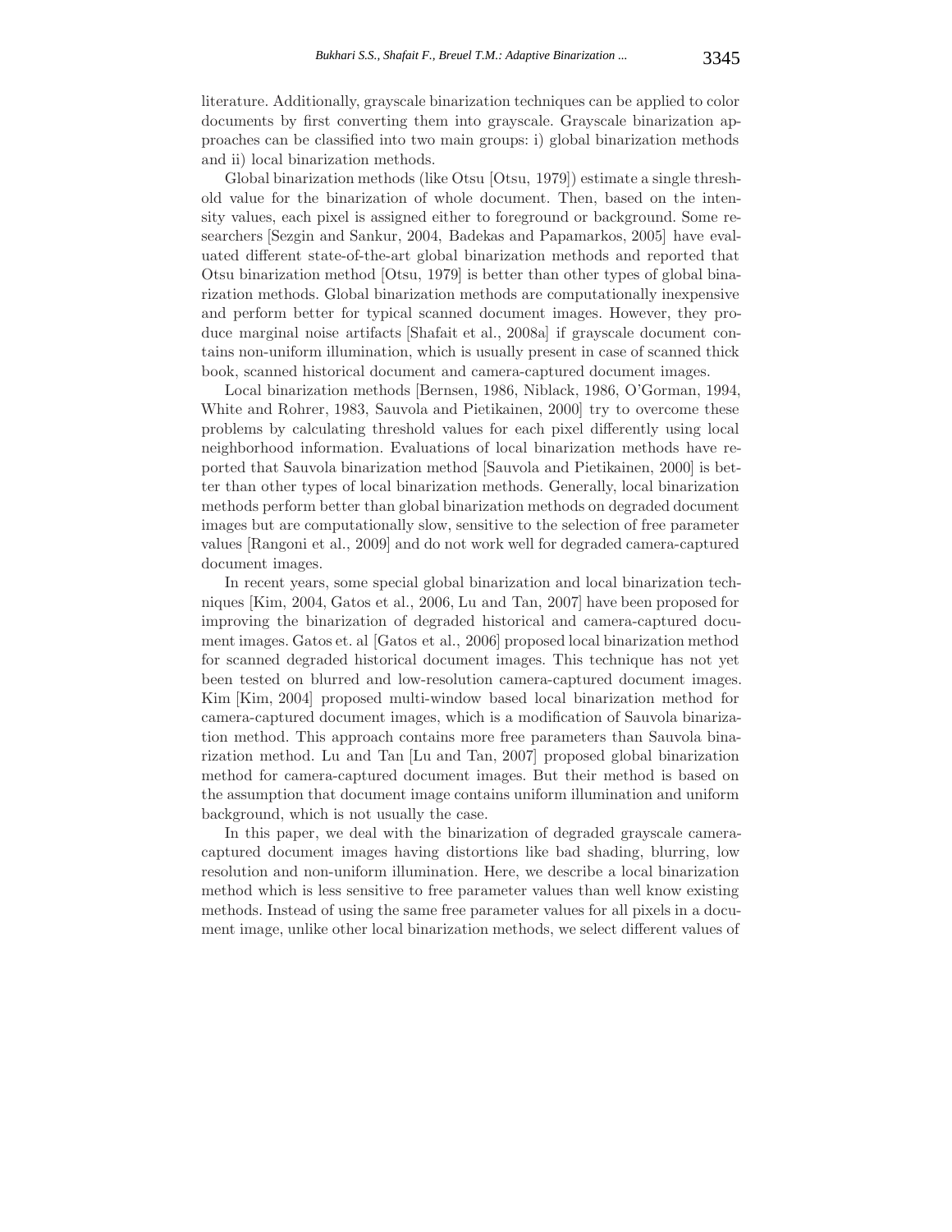literature. Additionally, grayscale binarization techniques can be applied to color documents by first converting them into grayscale. Grayscale binarization approaches can be classified into two main groups: i) global binarization methods and ii) local binarization methods.

Global binarization methods (like Otsu [Otsu, 1979]) estimate a single threshold value for the binarization of whole document. Then, based on the intensity values, each pixel is assigned either to foreground or background. Some researchers [Sezgin and Sankur, 2004, Badekas and Papamarkos, 2005] have evaluated different state-of-the-art global binarization methods and reported that Otsu binarization method [Otsu, 1979] is better than other types of global binarization methods. Global binarization methods are computationally inexpensive and perform better for typical scanned document images. However, they produce marginal noise artifacts [Shafait et al., 2008a] if grayscale document contains non-uniform illumination, which is usually present in case of scanned thick book, scanned historical document and camera-captured document images.

Local binarization methods [Bernsen, 1986, Niblack, 1986, O'Gorman, 1994, White and Rohrer, 1983, Sauvola and Pietikainen, 2000] try to overcome these problems by calculating threshold values for each pixel differently using local neighborhood information. Evaluations of local binarization methods have reported that Sauvola binarization method [Sauvola and Pietikainen, 2000] is better than other types of local binarization methods. Generally, local binarization methods perform better than global binarization methods on degraded document images but are computationally slow, sensitive to the selection of free parameter values [Rangoni et al., 2009] and do not work well for degraded camera-captured document images.

In recent years, some special global binarization and local binarization techniques [Kim, 2004, Gatos et al., 2006, Lu and Tan, 2007] have been proposed for improving the binarization of degraded historical and camera-captured document images. Gatos et. al [Gatos et al., 2006] proposed local binarization method for scanned degraded historical document images. This technique has not yet been tested on blurred and low-resolution camera-captured document images. Kim [Kim, 2004] proposed multi-window based local binarization method for camera-captured document images, which is a modification of Sauvola binarization method. This approach contains more free parameters than Sauvola binarization method. Lu and Tan [Lu and Tan, 2007] proposed global binarization method for camera-captured document images. But their method is based on the assumption that document image contains uniform illumination and uniform background, which is not usually the case.

In this paper, we deal with the binarization of degraded grayscale camera-captured document images having distortions like bad shading, blurring, low resolution and non-uniform illumination. Here, we describe a local binarization method which is less sensitive to free parameter values than well know existing methods. Instead of using the same free parameter values for all pixels in a document image, unlike other local binarization methods, we select different values of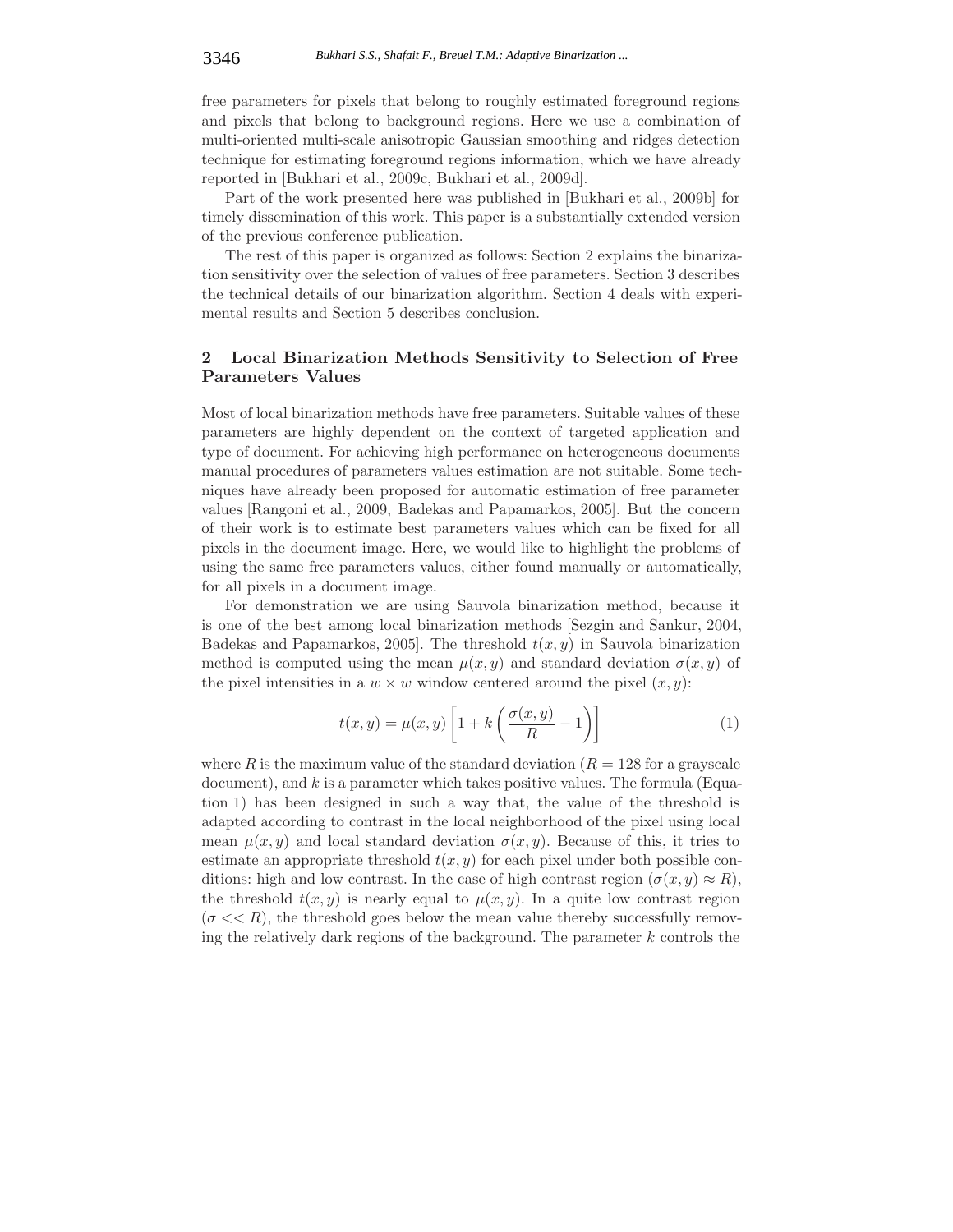free parameters for pixels that belong to roughly estimated foreground regions and pixels that belong to background regions. Here we use a combination of multi-oriented multi-scale anisotropic Gaussian smoothing and ridges detection technique for estimating foreground regions information, which we have already reported in [Bukhari et al., 2009c, Bukhari et al., 2009d].

Part of the work presented here was published in [Bukhari et al., 2009b] for timely dissemination of this work. This paper is a substantially extended version of the previous conference publication.

The rest of this paper is organized as follows: Section 2 explains the binarization sensitivity over the selection of values of free parameters. Section 3 describes the technical details of our binarization algorithm. Section 4 deals with experimental results and Section 5 describes conclusion.

## 2 Local Binarization Methods Sensitivity to Selection of Free Parameters Values

Most of local binarization methods have free parameters. Suitable values of these parameters are highly dependent on the context of targeted application and type of document. For achieving high performance on heterogeneous documents manual procedures of parameters values estimation are not suitable. Some techniques have already been proposed for automatic estimation of free parameter values [Rangoni et al., 2009, Badekas and Papamarkos, 2005]. But the concern of their work is to estimate best parameters values which can be fixed for all pixels in the document image. Here, we would like to highlight the problems of using the same free parameters values, either found manually or automatically, for all pixels in a document image.

For demonstration we are using Sauvola binarization method, because it is one of the best among local binarization methods [Sezgin and Sankur, 2004, Badekas and Papamarkos, 2005]. The threshold $t(x, y)$ in Sauvola binarization method is computed using the mean $\mu(x, y)$ and standard deviation $\sigma(x, y)$ of the pixel intensities in a $w \times w$ window centered around the pixel $(x, y)$:

$$t(x,y) = \mu(x,y)\left[1 + k\left(\frac{\sigma(x,y)}{R} - 1\right)\right] \tag{1}$$

where $R$ is the maximum value of the standard deviation ($R = 128$ for a grayscale document), and $k$ is a parameter which takes positive values. The formula (Equation 1) has been designed in such a way that, the value of the threshold is adapted according to contrast in the local neighborhood of the pixel using local mean $\mu(x, y)$ and local standard deviation $\sigma(x, y)$. Because of this, it tries to estimate an appropriate threshold $t(x, y)$ for each pixel under both possible conditions: high and low contrast. In the case of high contrast region ($\sigma(x, y) \approx R$), the threshold $t(x, y)$ is nearly equal to $\mu(x, y)$. In a quite low contrast region ($\sigma << R$), the threshold goes below the mean value thereby successfully removing the relatively dark regions of the background. The parameter $k$ controls the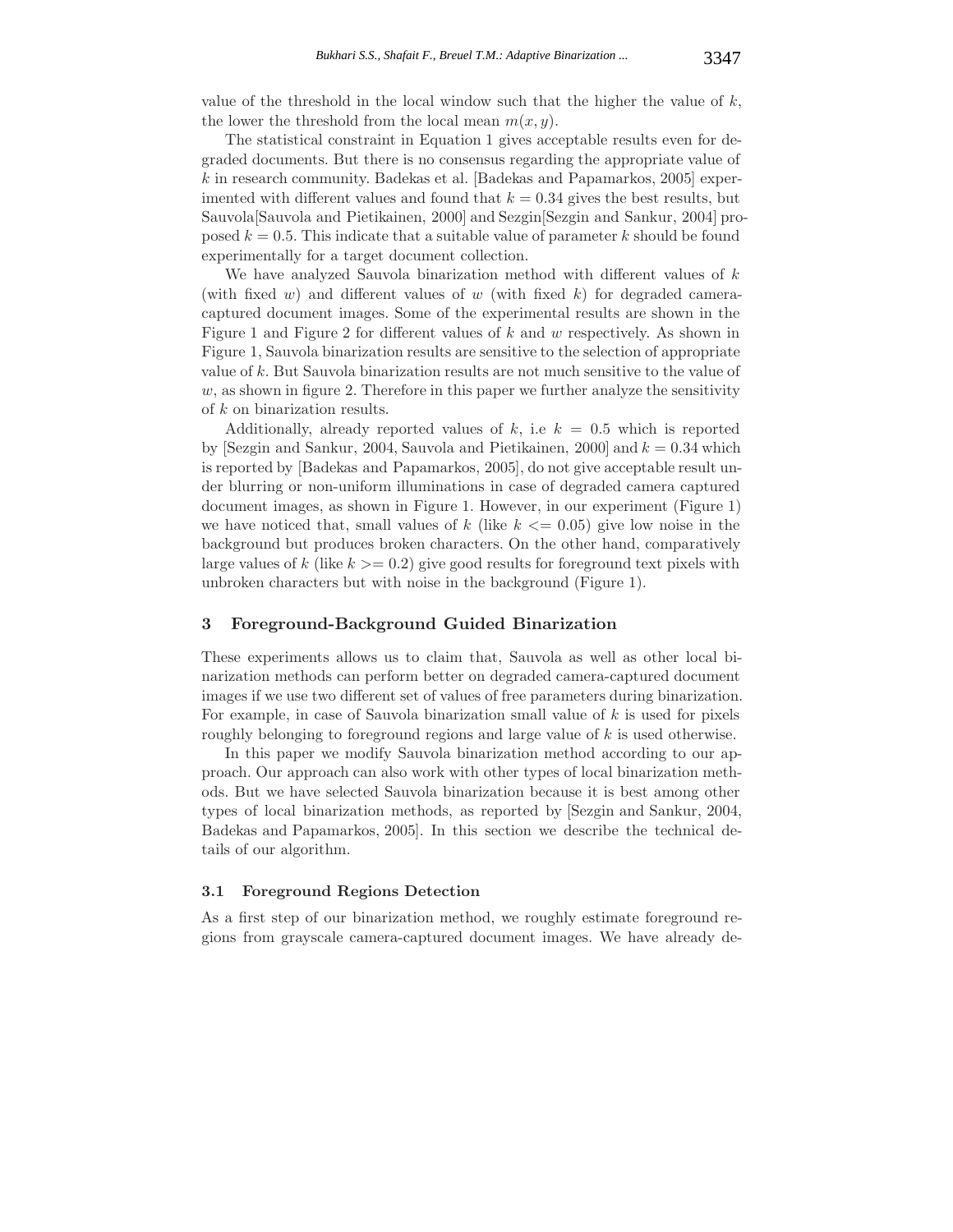value of the threshold in the local window such that the higher the value of $k$, the lower the threshold from the local mean $m(x, y)$.

The statistical constraint in Equation 1 gives acceptable results even for degraded documents. But there is no consensus regarding the appropriate value of $k$ in research community. Badekas et al. [Badekas and Papamarkos, 2005] experimented with different values and found that $k = 0.34$ gives the best results, but Sauvola[Sauvola and Pietikainen, 2000] and Sezgin[Sezgin and Sankur, 2004] proposed $k = 0.5$. This indicate that a suitable value of parameter $k$ should be found experimentally for a target document collection.

We have analyzed Sauvola binarization method with different values of $k$ (with fixed $w$) and different values of $w$ (with fixed $k$) for degraded camera-captured document images. Some of the experimental results are shown in the Figure 1 and Figure 2 for different values of $k$ and $w$ respectively. As shown in Figure 1, Sauvola binarization results are sensitive to the selection of appropriate value of $k$. But Sauvola binarization results are not much sensitive to the value of $w$, as shown in figure 2. Therefore in this paper we further analyze the sensitivity of $k$ on binarization results.

Additionally, already reported values of $k$, i.e $k = 0.5$ which is reported by [Sezgin and Sankur, 2004, Sauvola and Pietikainen, 2000] and $k = 0.34$ which is reported by [Badekas and Papamarkos, 2005], do not give acceptable result under blurring or non-uniform illuminations in case of degraded camera captured document images, as shown in Figure 1. However, in our experiment (Figure 1) we have noticed that, small values of $k$ (like $k <= 0.05$) give low noise in the background but produces broken characters. On the other hand, comparatively large values of $k$ (like $k >= 0.2$) give good results for foreground text pixels with unbroken characters but with noise in the background (Figure 1).

## 3 Foreground-Background Guided Binarization

These experiments allows us to claim that, Sauvola as well as other local binarization methods can perform better on degraded camera-captured document images if we use two different set of values of free parameters during binarization. For example, in case of Sauvola binarization small value of $k$ is used for pixels roughly belonging to foreground regions and large value of $k$ is used otherwise.

In this paper we modify Sauvola binarization method according to our approach. Our approach can also work with other types of local binarization methods. But we have selected Sauvola binarization because it is best among other types of local binarization methods, as reported by [Sezgin and Sankur, 2004, Badekas and Papamarkos, 2005]. In this section we describe the technical details of our algorithm.

### 3.1 Foreground Regions Detection

As a first step of our binarization method, we roughly estimate foreground regions from grayscale camera-captured document images. We have already de-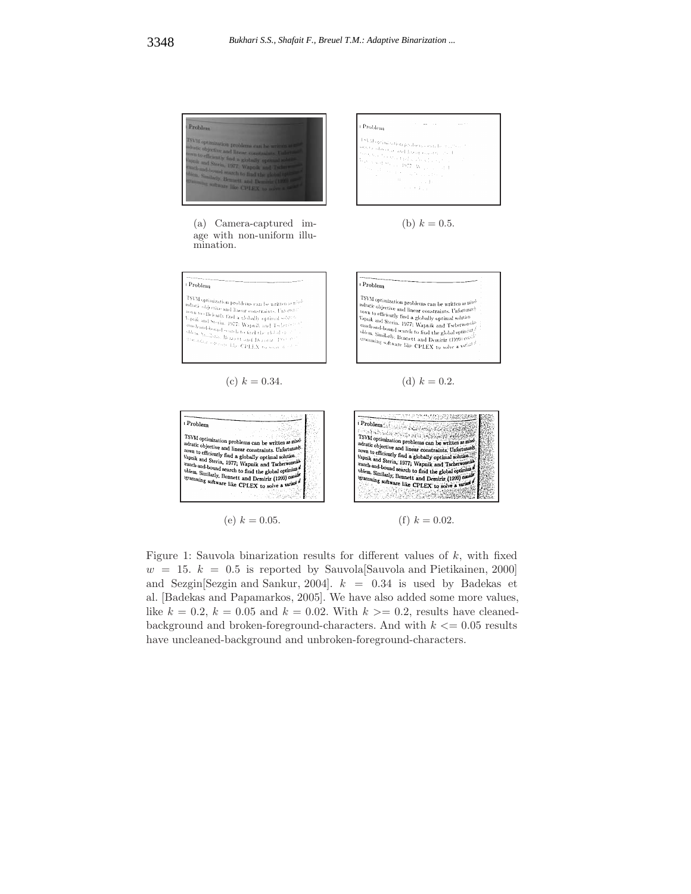(a) Camera-captured image with non-uniform illumination.

(b) $k = 0.5$.

(c) $k = 0.34$.

(d) $k = 0.2$.

(e) $k = 0.05$.

(f) $k = 0.02$.

Figure 1: Sauvola binarization results for different values of $k$, with fixed $w = 15$. $k = 0.5$ is reported by Sauvola[Sauvola and Pietikainen, 2000] and Sezgin[Sezgin and Sankur, 2004]. $k = 0.34$ is used by Badekas et al. [Badekas and Papamarkos, 2005]. We have also added some more values, like $k = 0.2$, $k = 0.05$ and $k = 0.02$. With $k >= 0.2$, results have cleaned-background and broken-foreground-characters. And with $k <= 0.05$ results have uncleaned-background and unbroken-foreground-characters.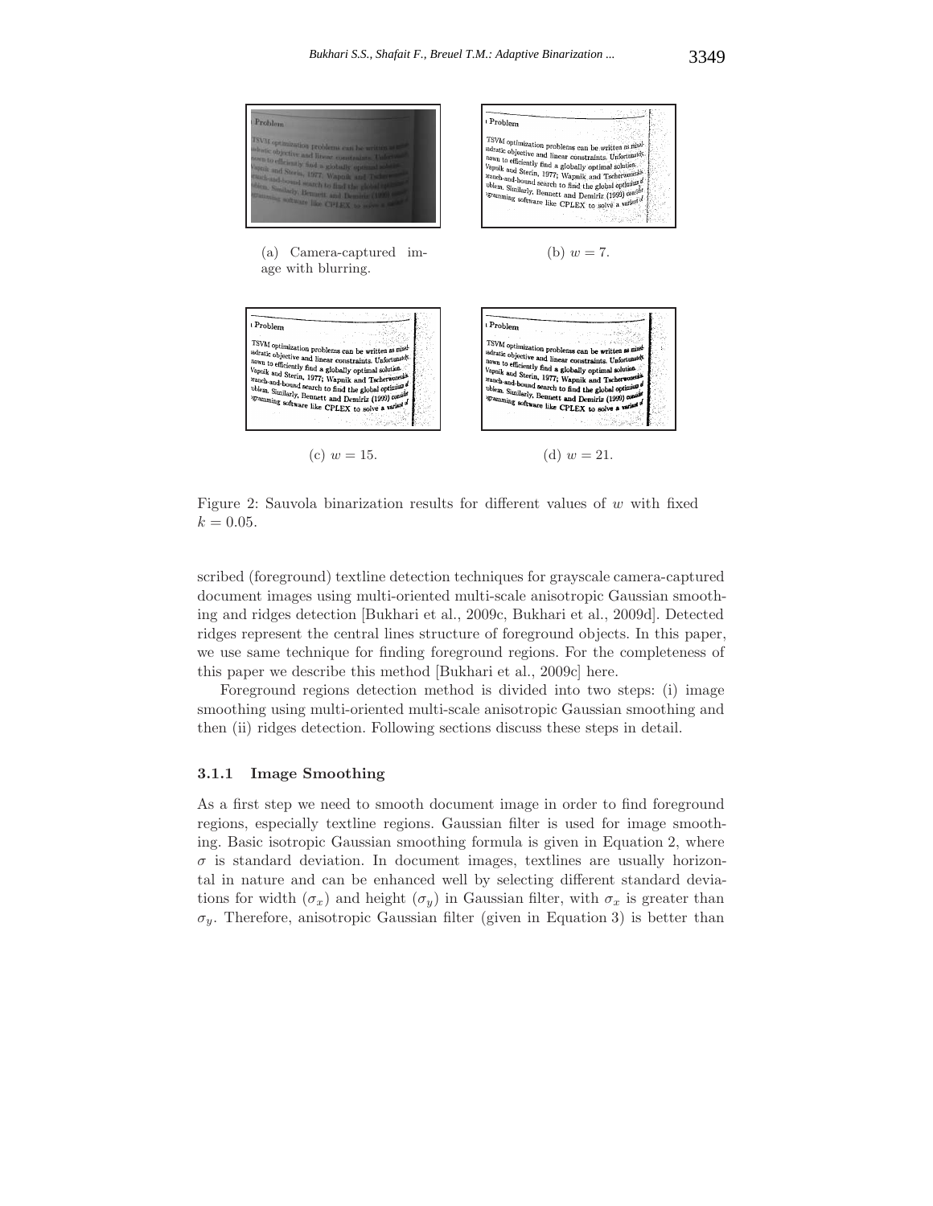(a) Camera-captured image with blurring.

(b) $w = 7$.

(c) $w = 15$.

(d) $w = 21$.

Figure 2: Sauvola binarization results for different values of $w$ with fixed $k = 0.05$.

scribed (foreground) textline detection techniques for grayscale camera-captured document images using multi-oriented multi-scale anisotropic Gaussian smoothing and ridges detection [Bukhari et al., 2009c, Bukhari et al., 2009d]. Detected ridges represent the central lines structure of foreground objects. In this paper, we use same technique for finding foreground regions. For the completeness of this paper we describe this method [Bukhari et al., 2009c] here.

Foreground regions detection method is divided into two steps: (i) image smoothing using multi-oriented multi-scale anisotropic Gaussian smoothing and then (ii) ridges detection. Following sections discuss these steps in detail.

#### 3.1.1 Image Smoothing

As a first step we need to smooth document image in order to find foreground regions, especially textline regions. Gaussian filter is used for image smoothing. Basic isotropic Gaussian smoothing formula is given in Equation 2, where $\sigma$ is standard deviation. In document images, textlines are usually horizontal in nature and can be enhanced well by selecting different standard deviations for width ($\sigma_x$) and height ($\sigma_y$) in Gaussian filter, with $\sigma_x$ is greater than $\sigma_y$. Therefore, anisotropic Gaussian filter (given in Equation 3) is better than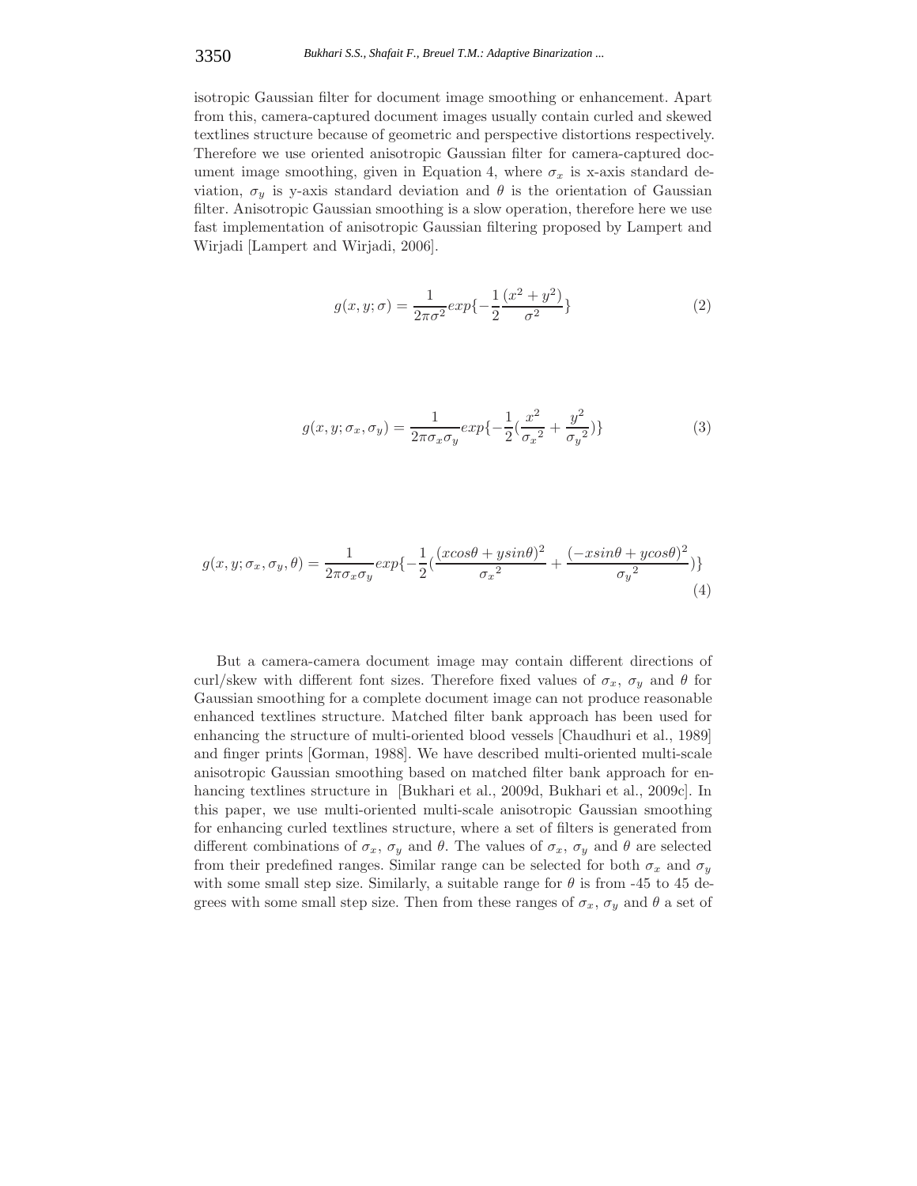isotropic Gaussian filter for document image smoothing or enhancement. Apart from this, camera-captured document images usually contain curled and skewed textlines structure because of geometric and perspective distortions respectively. Therefore we use oriented anisotropic Gaussian filter for camera-captured document image smoothing, given in Equation 4, where $\sigma_x$ is x-axis standard deviation, $\sigma_y$ is y-axis standard deviation and $\theta$ is the orientation of Gaussian filter. Anisotropic Gaussian smoothing is a slow operation, therefore here we use fast implementation of anisotropic Gaussian filtering proposed by Lampert and Wirjadi [Lampert and Wirjadi, 2006].

$$g(x, y; \sigma) = \frac{1}{2\pi\sigma^2} exp\{-\frac{1}{2}\frac{(x^2 + y^2)}{\sigma^2}\} \tag{2}$$

$$g(x, y; \sigma_x, \sigma_y) = \frac{1}{2\pi\sigma_x\sigma_y} exp\{-\frac{1}{2}(\frac{x^2}{{\sigma_x}^2} + \frac{y^2}{{\sigma_y}^2})\} \tag{3}$$

$$g(x, y; \sigma_x, \sigma_y, \theta) = \frac{1}{2\pi\sigma_x\sigma_y} exp\{-\frac{1}{2}(\frac{(xcos\theta + ysin\theta)^2}{{\sigma_x}^2} + \frac{(-xsin\theta + ycos\theta)^2}{{\sigma_y}^2})\} \tag{4}$$

But a camera-camera document image may contain different directions of curl/skew with different font sizes. Therefore fixed values of $\sigma_x$, $\sigma_y$ and $\theta$ for Gaussian smoothing for a complete document image can not produce reasonable enhanced textlines structure. Matched filter bank approach has been used for enhancing the structure of multi-oriented blood vessels [Chaudhuri et al., 1989] and finger prints [Gorman, 1988]. We have described multi-oriented multi-scale anisotropic Gaussian smoothing based on matched filter bank approach for enhancing textlines structure in [Bukhari et al., 2009d, Bukhari et al., 2009c]. In this paper, we use multi-oriented multi-scale anisotropic Gaussian smoothing for enhancing curled textlines structure, where a set of filters is generated from different combinations of $\sigma_x$, $\sigma_y$ and $\theta$. The values of $\sigma_x$, $\sigma_y$ and $\theta$ are selected from their predefined ranges. Similar range can be selected for both $\sigma_x$ and $\sigma_y$ with some small step size. Similarly, a suitable range for $\theta$ is from -45 to 45 degrees with some small step size. Then from these ranges of $\sigma_x$, $\sigma_y$ and $\theta$ a set of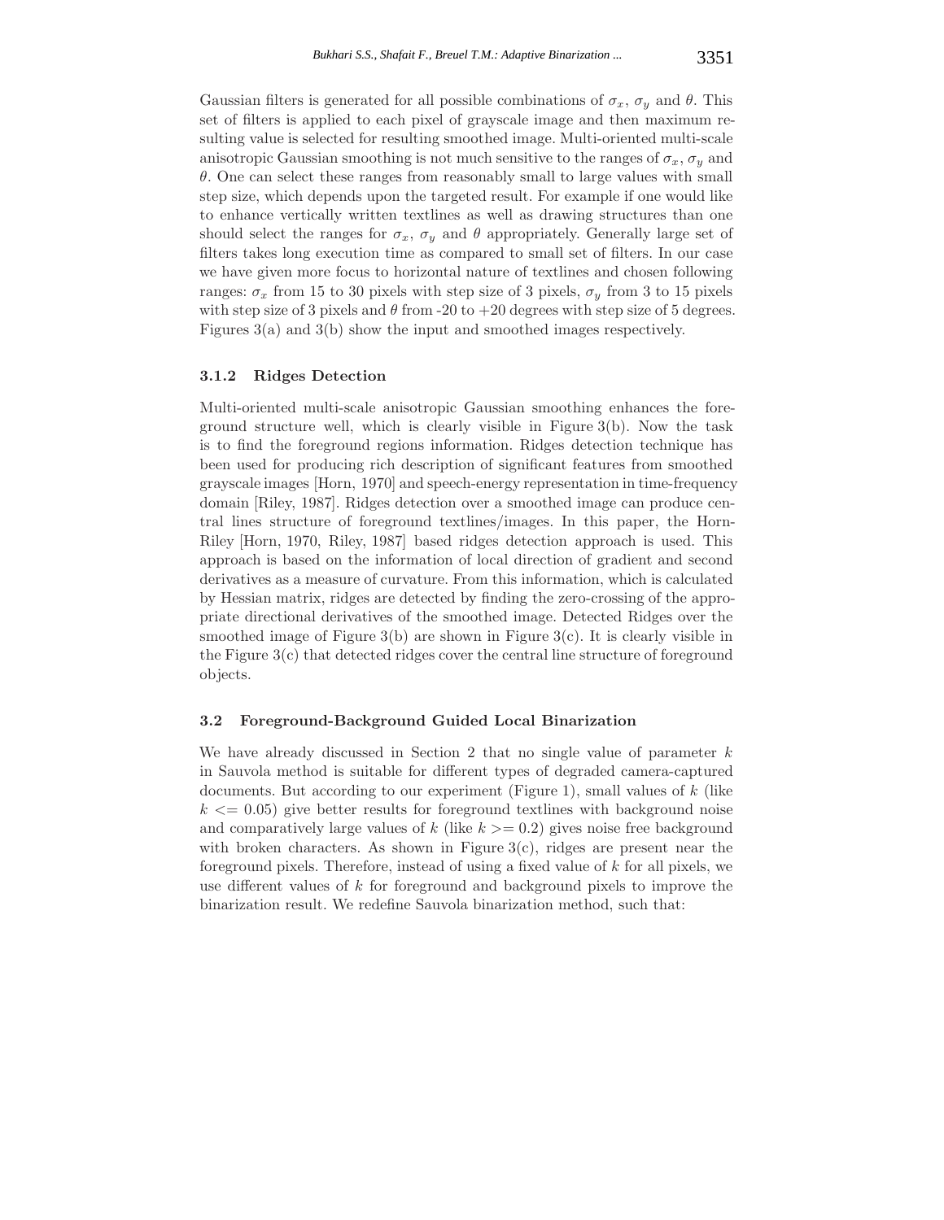Gaussian filters is generated for all possible combinations of $\sigma_x$, $\sigma_y$ and $\theta$. This set of filters is applied to each pixel of grayscale image and then maximum resulting value is selected for resulting smoothed image. Multi-oriented multi-scale anisotropic Gaussian smoothing is not much sensitive to the ranges of $\sigma_x$, $\sigma_y$ and $\theta$. One can select these ranges from reasonably small to large values with small step size, which depends upon the targeted result. For example if one would like to enhance vertically written textlines as well as drawing structures than one should select the ranges for $\sigma_x$, $\sigma_y$ and $\theta$ appropriately. Generally large set of filters takes long execution time as compared to small set of filters. In our case we have given more focus to horizontal nature of textlines and chosen following ranges: $\sigma_x$ from 15 to 30 pixels with step size of 3 pixels, $\sigma_y$ from 3 to 15 pixels with step size of 3 pixels and $\theta$ from -20 to +20 degrees with step size of 5 degrees. Figures 3(a) and 3(b) show the input and smoothed images respectively.

#### 3.1.2 Ridges Detection

Multi-oriented multi-scale anisotropic Gaussian smoothing enhances the foreground structure well, which is clearly visible in Figure 3(b). Now the task is to find the foreground regions information. Ridges detection technique has been used for producing rich description of significant features from smoothed grayscale images [Horn, 1970] and speech-energy representation in time-frequency domain [Riley, 1987]. Ridges detection over a smoothed image can produce central lines structure of foreground textlines/images. In this paper, the Horn-Riley [Horn, 1970, Riley, 1987] based ridges detection approach is used. This approach is based on the information of local direction of gradient and second derivatives as a measure of curvature. From this information, which is calculated by Hessian matrix, ridges are detected by finding the zero-crossing of the appropriate directional derivatives of the smoothed image. Detected Ridges over the smoothed image of Figure 3(b) are shown in Figure 3(c). It is clearly visible in the Figure 3(c) that detected ridges cover the central line structure of foreground objects.

### 3.2 Foreground-Background Guided Local Binarization

We have already discussed in Section 2 that no single value of parameter $k$ in Sauvola method is suitable for different types of degraded camera-captured documents. But according to our experiment (Figure 1), small values of $k$ (like $k <= 0.05$) give better results for foreground textlines with background noise and comparatively large values of $k$ (like $k >= 0.2$) gives noise free background with broken characters. As shown in Figure 3(c), ridges are present near the foreground pixels. Therefore, instead of using a fixed value of $k$ for all pixels, we use different values of $k$ for foreground and background pixels to improve the binarization result. We redefine Sauvola binarization method, such that: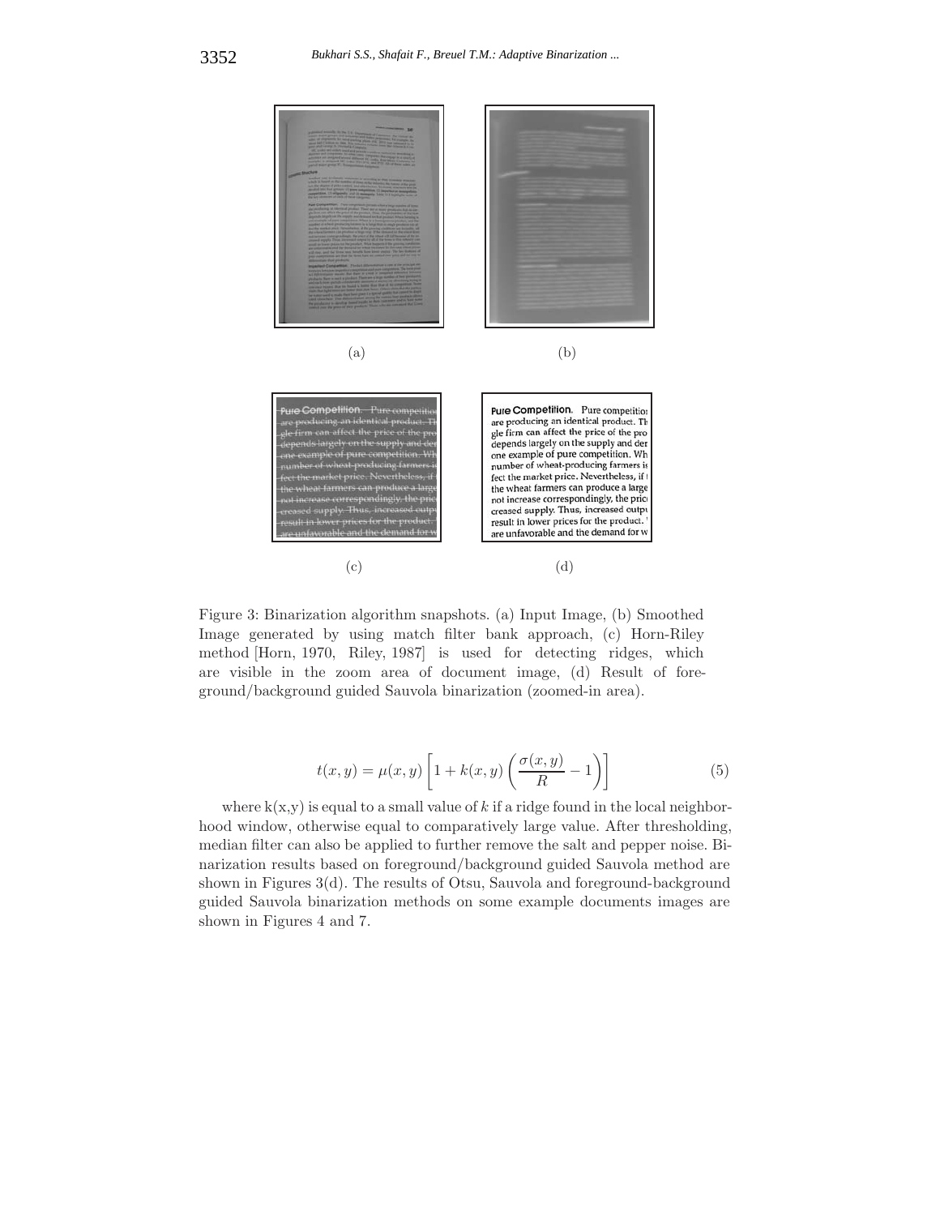(a) (b)

(c) (d)

Figure 3: Binarization algorithm snapshots. (a) Input Image, (b) Smoothed Image generated by using match filter bank approach, (c) Horn-Riley method [Horn, 1970, Riley, 1987] is used for detecting ridges, which are visible in the zoom area of document image, (d) Result of foreground/background guided Sauvola binarization (zoomed-in area).

$$t(x,y) = \mu(x,y)\left[1 + k(x,y)\left(\frac{\sigma(x,y)}{R} - 1\right)\right] \tag{5}$$

where k(x,y) is equal to a small value of $k$ if a ridge found in the local neighborhood window, otherwise equal to comparatively large value. After thresholding, median filter can also be applied to further remove the salt and pepper noise. Binarization results based on foreground/background guided Sauvola method are shown in Figures 3(d). The results of Otsu, Sauvola and foreground-background guided Sauvola binarization methods on some example documents images are shown in Figures 4 and 7.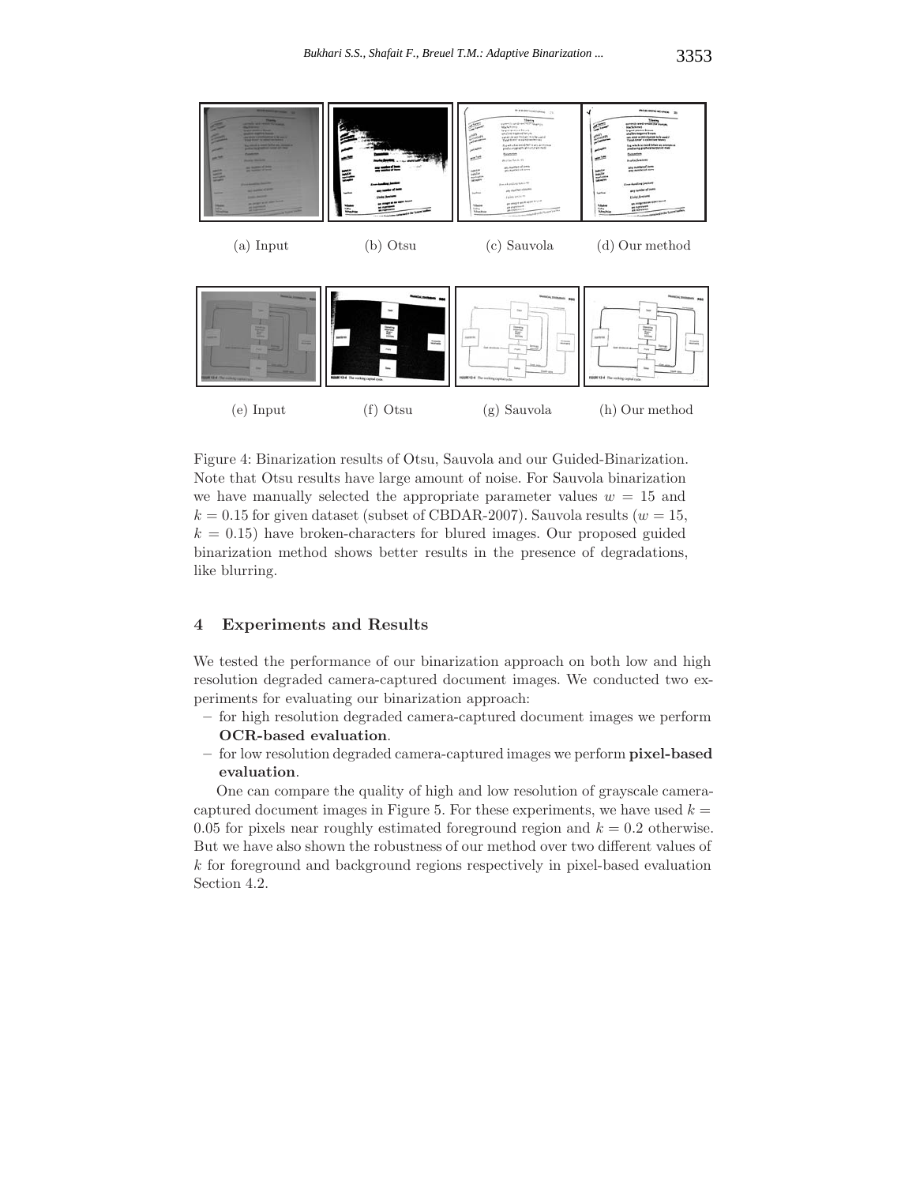(a) Input (b) Otsu (c) Sauvola (d) Our method

(e) Input (f) Otsu (g) Sauvola (h) Our method

Figure 4: Binarization results of Otsu, Sauvola and our Guided-Binarization. Note that Otsu results have large amount of noise. For Sauvola binarization we have manually selected the appropriate parameter values $w = 15$ and $k = 0.15$ for given dataset (subset of CBDAR-2007). Sauvola results ($w = 15$, $k = 0.15$) have broken-characters for blured images. Our proposed guided binarization method shows better results in the presence of degradations, like blurring.

## 4 Experiments and Results

We tested the performance of our binarization approach on both low and high resolution degraded camera-captured document images. We conducted two experiments for evaluating our binarization approach:

- for high resolution degraded camera-captured document images we perform **OCR-based evaluation**.
- for low resolution degraded camera-captured images we perform **pixel-based evaluation**.

One can compare the quality of high and low resolution of grayscale camera-captured document images in Figure 5. For these experiments, we have used $k = 0.05$ for pixels near roughly estimated foreground region and $k = 0.2$ otherwise. But we have also shown the robustness of our method over two different values of $k$ for foreground and background regions respectively in pixel-based evaluation Section 4.2.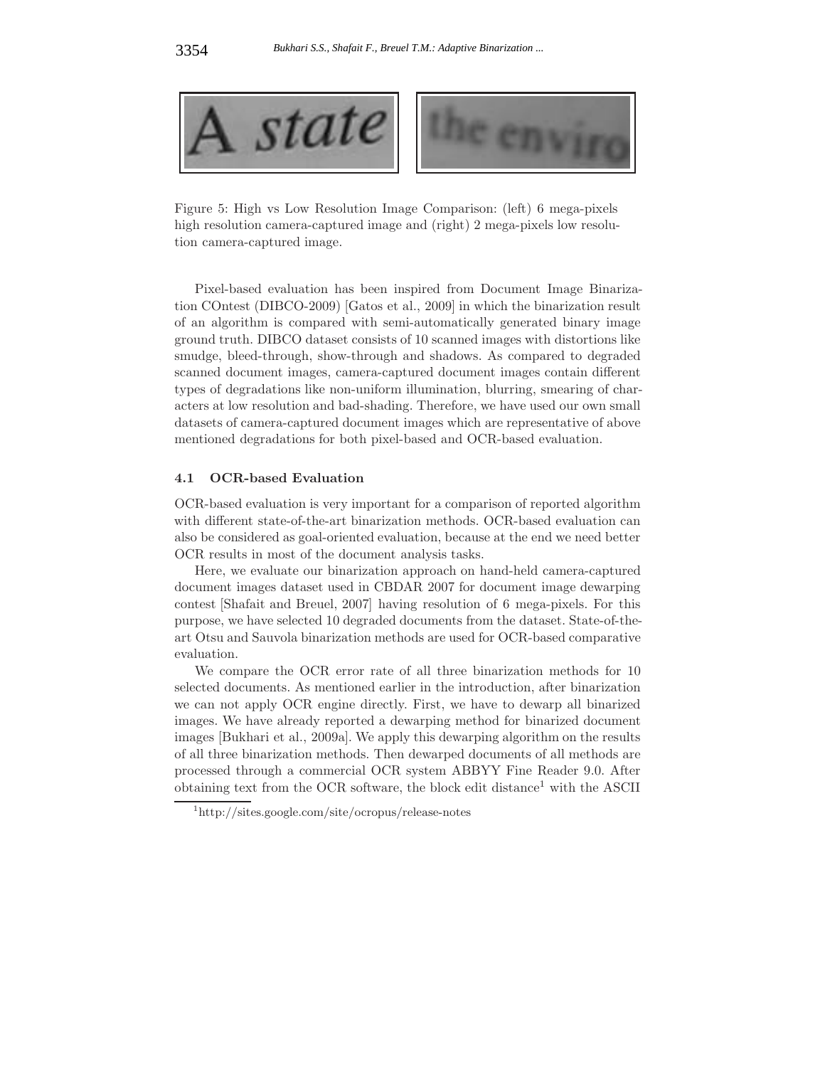Figure 5: High vs Low Resolution Image Comparison: (left) 6 mega-pixels high resolution camera-captured image and (right) 2 mega-pixels low resolution camera-captured image.

Pixel-based evaluation has been inspired from Document Image Binarization COntest (DIBCO-2009) [Gatos et al., 2009] in which the binarization result of an algorithm is compared with semi-automatically generated binary image ground truth. DIBCO dataset consists of 10 scanned images with distortions like smudge, bleed-through, show-through and shadows. As compared to degraded scanned document images, camera-captured document images contain different types of degradations like non-uniform illumination, blurring, smearing of characters at low resolution and bad-shading. Therefore, we have used our own small datasets of camera-captured document images which are representative of above mentioned degradations for both pixel-based and OCR-based evaluation.

### 4.1 OCR-based Evaluation

OCR-based evaluation is very important for a comparison of reported algorithm with different state-of-the-art binarization methods. OCR-based evaluation can also be considered as goal-oriented evaluation, because at the end we need better OCR results in most of the document analysis tasks.

Here, we evaluate our binarization approach on hand-held camera-captured document images dataset used in CBDAR 2007 for document image dewarping contest [Shafait and Breuel, 2007] having resolution of 6 mega-pixels. For this purpose, we have selected 10 degraded documents from the dataset. State-of-the-art Otsu and Sauvola binarization methods are used for OCR-based comparative evaluation.

We compare the OCR error rate of all three binarization methods for 10 selected documents. As mentioned earlier in the introduction, after binarization we can not apply OCR engine directly. First, we have to dewarp all binarized images. We have already reported a dewarping method for binarized document images [Bukhari et al., 2009a]. We apply this dewarping algorithm on the results of all three binarization methods. Then dewarped documents of all methods are processed through a commercial OCR system ABBYY Fine Reader 9.0. After obtaining text from the OCR software, the block edit distance[1] with the ASCII

[1] http://sites.google.com/site/ocropus/release-notes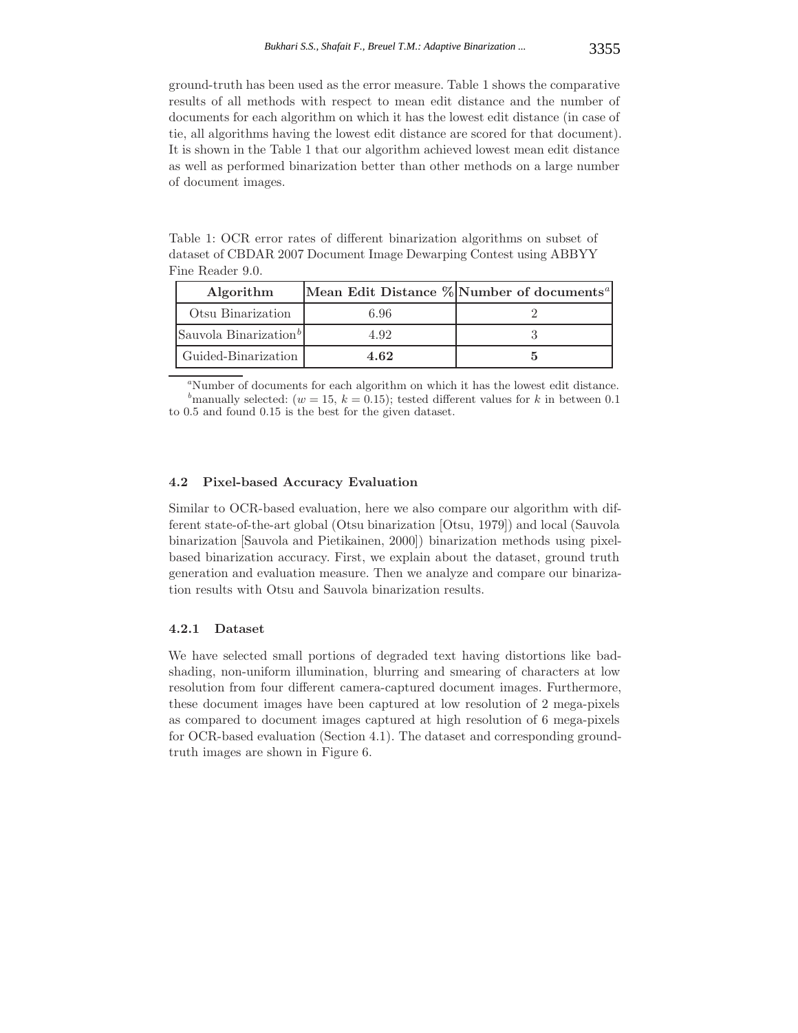ground-truth has been used as the error measure. Table 1 shows the comparative results of all methods with respect to mean edit distance and the number of documents for each algorithm on which it has the lowest edit distance (in case of tie, all algorithms having the lowest edit distance are scored for that document). It is shown in the Table 1 that our algorithm achieved lowest mean edit distance as well as performed binarization better than other methods on a large number of document images.

Table 1: OCR error rates of different binarization algorithms on subset of dataset of CBDAR 2007 Document Image Dewarping Contest using ABBYY Fine Reader 9.0.

| **Algorithm** | **Mean Edit Distance %** | **Number of documents**[a] |
|---|---|---|
| Otsu Binarization | 6.96 | 2 |
| Sauvola Binarization[b] | 4.92 | 3 |
| Guided-Binarization | **4.62** | **5** |

[a]Number of documents for each algorithm on which it has the lowest edit distance.
[b]manually selected: ($w = 15$, $k = 0.15$); tested different values for $k$ in between 0.1 to 0.5 and found 0.15 is the best for the given dataset.

### 4.2 Pixel-based Accuracy Evaluation

Similar to OCR-based evaluation, here we also compare our algorithm with different state-of-the-art global (Otsu binarization [Otsu, 1979]) and local (Sauvola binarization [Sauvola and Pietikainen, 2000]) binarization methods using pixel-based binarization accuracy. First, we explain about the dataset, ground truth generation and evaluation measure. Then we analyze and compare our binarization results with Otsu and Sauvola binarization results.

#### 4.2.1 Dataset

We have selected small portions of degraded text having distortions like bad-shading, non-uniform illumination, blurring and smearing of characters at low resolution from four different camera-captured document images. Furthermore, these document images have been captured at low resolution of 2 mega-pixels as compared to document images captured at high resolution of 6 mega-pixels for OCR-based evaluation (Section 4.1). The dataset and corresponding ground-truth images are shown in Figure 6.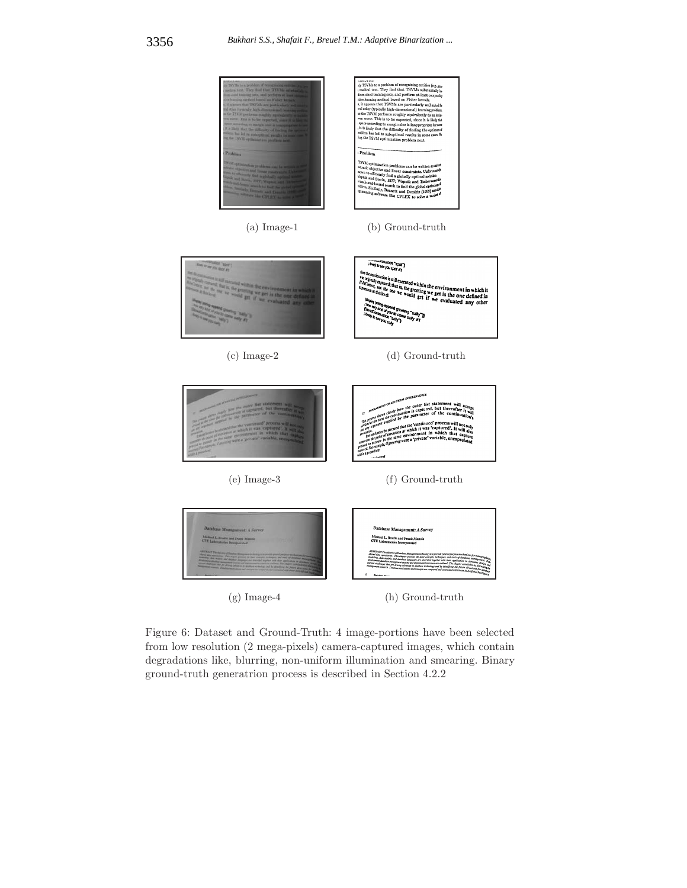(a) Image-1

(b) Ground-truth

(c) Image-2

(d) Ground-truth

(e) Image-3

(f) Ground-truth

(g) Image-4

(h) Ground-truth

Figure 6: Dataset and Ground-Truth: 4 image-portions have been selected from low resolution (2 mega-pixels) camera-captured images, which contain degradations like, blurring, non-uniform illumination and smearing. Binary ground-truth generatrion process is described in Section 4.2.2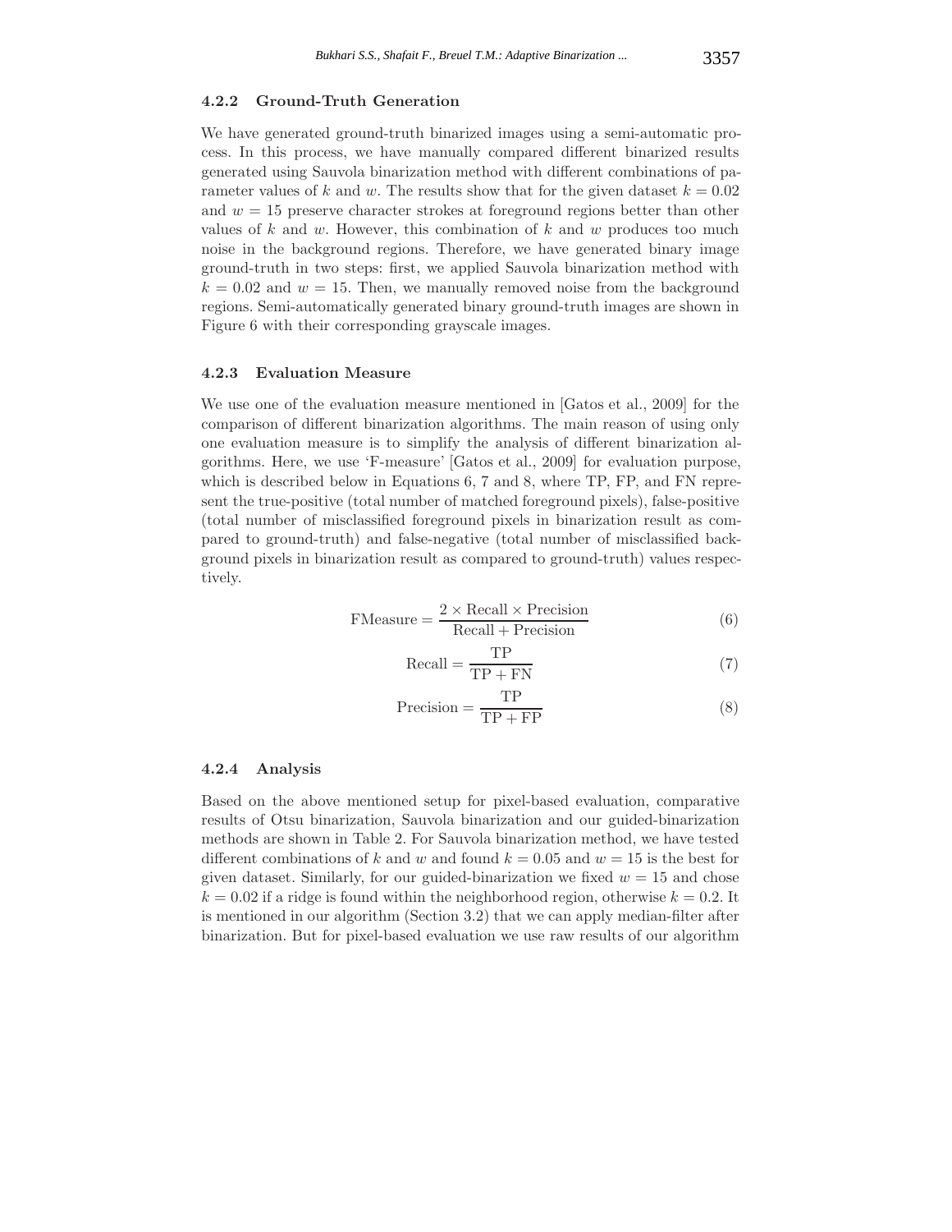#### 4.2.2 Ground-Truth Generation

We have generated ground-truth binarized images using a semi-automatic process. In this process, we have manually compared different binarized results generated using Sauvola binarization method with different combinations of parameter values of $k$ and $w$. The results show that for the given dataset $k = 0.02$ and $w = 15$ preserve character strokes at foreground regions better than other values of $k$ and $w$. However, this combination of $k$ and $w$ produces too much noise in the background regions. Therefore, we have generated binary image ground-truth in two steps: first, we applied Sauvola binarization method with $k = 0.02$ and $w = 15$. Then, we manually removed noise from the background regions. Semi-automatically generated binary ground-truth images are shown in Figure 6 with their corresponding grayscale images.

#### 4.2.3 Evaluation Measure

We use one of the evaluation measure mentioned in [Gatos et al., 2009] for the comparison of different binarization algorithms. The main reason of using only one evaluation measure is to simplify the analysis of different binarization algorithms. Here, we use 'F-measure' [Gatos et al., 2009] for evaluation purpose, which is described below in Equations 6, 7 and 8, where TP, FP, and FN represent the true-positive (total number of matched foreground pixels), false-positive (total number of misclassified foreground pixels in binarization result as compared to ground-truth) and false-negative (total number of misclassified background pixels in binarization result as compared to ground-truth) values respectively.

$$\text{FMeasure} = \frac{2 \times \text{Recall} \times \text{Precision}}{\text{Recall} + \text{Precision}} \tag{6}$$

$$\text{Recall} = \frac{\text{TP}}{\text{TP} + \text{FN}} \tag{7}$$

$$\text{Precision} = \frac{\text{TP}}{\text{TP} + \text{FP}} \tag{8}$$

#### 4.2.4 Analysis

Based on the above mentioned setup for pixel-based evaluation, comparative results of Otsu binarization, Sauvola binarization and our guided-binarization methods are shown in Table 2. For Sauvola binarization method, we have tested different combinations of $k$ and $w$ and found $k = 0.05$ and $w = 15$ is the best for given dataset. Similarly, for our guided-binarization we fixed $w = 15$ and chose $k = 0.02$ if a ridge is found within the neighborhood region, otherwise $k = 0.2$. It is mentioned in our algorithm (Section 3.2) that we can apply median-filter after binarization. But for pixel-based evaluation we use raw results of our algorithm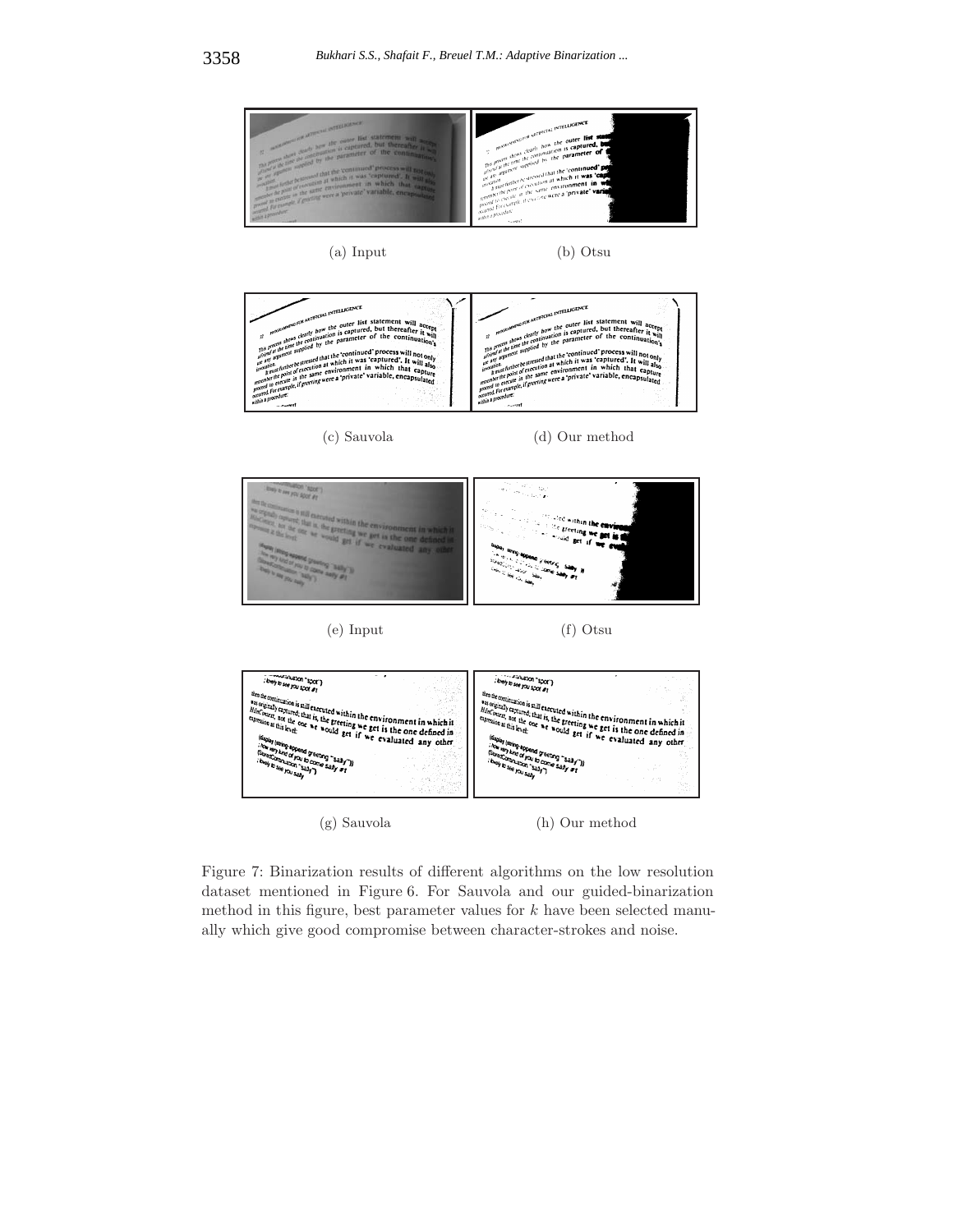(a) Input (b) Otsu

(c) Sauvola (d) Our method

(e) Input (f) Otsu

(g) Sauvola (h) Our method

Figure 7: Binarization results of different algorithms on the low resolution dataset mentioned in Figure 6. For Sauvola and our guided-binarization method in this figure, best parameter values for $k$ have been selected manually which give good compromise between character-strokes and noise.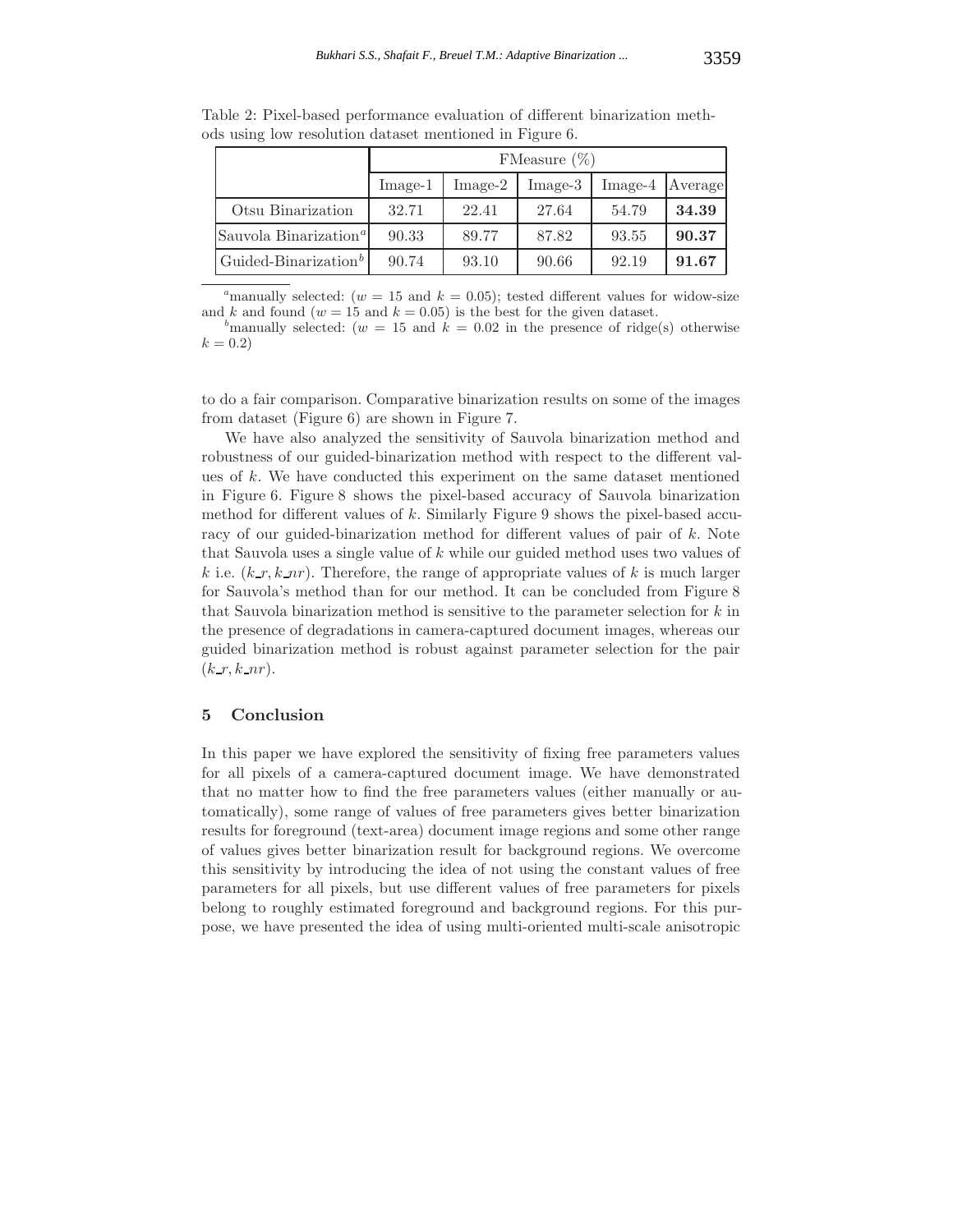Table 2: Pixel-based performance evaluation of different binarization methods using low resolution dataset mentioned in Figure 6.

| | FMeasure (%) | | | | |
|---|---|---|---|---|---|
| | Image-1 | Image-2 | Image-3 | Image-4 | Average |
| Otsu Binarization | 32.71 | 22.41 | 27.64 | 54.79 | **34.39** |
| Sauvola Binarization[a] | 90.33 | 89.77 | 87.82 | 93.55 | **90.37** |
| Guided-Binarization[b] | 90.74 | 93.10 | 90.66 | 92.19 | **91.67** |

[a]manually selected: ($w = 15$ and $k = 0.05$); tested different values for widow-size and $k$ and found ($w = 15$ and $k = 0.05$) is the best for the given dataset.

[b]manually selected: ($w = 15$ and $k = 0.02$ in the presence of ridge(s) otherwise $k = 0.2$)

to do a fair comparison. Comparative binarization results on some of the images from dataset (Figure 6) are shown in Figure 7.

We have also analyzed the sensitivity of Sauvola binarization method and robustness of our guided-binarization method with respect to the different values of $k$. We have conducted this experiment on the same dataset mentioned in Figure 6. Figure 8 shows the pixel-based accuracy of Sauvola binarization method for different values of $k$. Similarly Figure 9 shows the pixel-based accuracy of our guided-binarization method for different values of pair of $k$. Note that Sauvola uses a single value of $k$ while our guided method uses two values of $k$ i.e. $(k\_r, k\_nr)$. Therefore, the range of appropriate values of $k$ is much larger for Sauvola's method than for our method. It can be concluded from Figure 8 that Sauvola binarization method is sensitive to the parameter selection for $k$ in the presence of degradations in camera-captured document images, whereas our guided binarization method is robust against parameter selection for the pair $(k\_r, k\_nr)$.

## 5 Conclusion

In this paper we have explored the sensitivity of fixing free parameters values for all pixels of a camera-captured document image. We have demonstrated that no matter how to find the free parameters values (either manually or automatically), some range of values of free parameters gives better binarization results for foreground (text-area) document image regions and some other range of values gives better binarization result for background regions. We overcome this sensitivity by introducing the idea of not using the constant values of free parameters for all pixels, but use different values of free parameters for pixels belong to roughly estimated foreground and background regions. For this purpose, we have presented the idea of using multi-oriented multi-scale anisotropic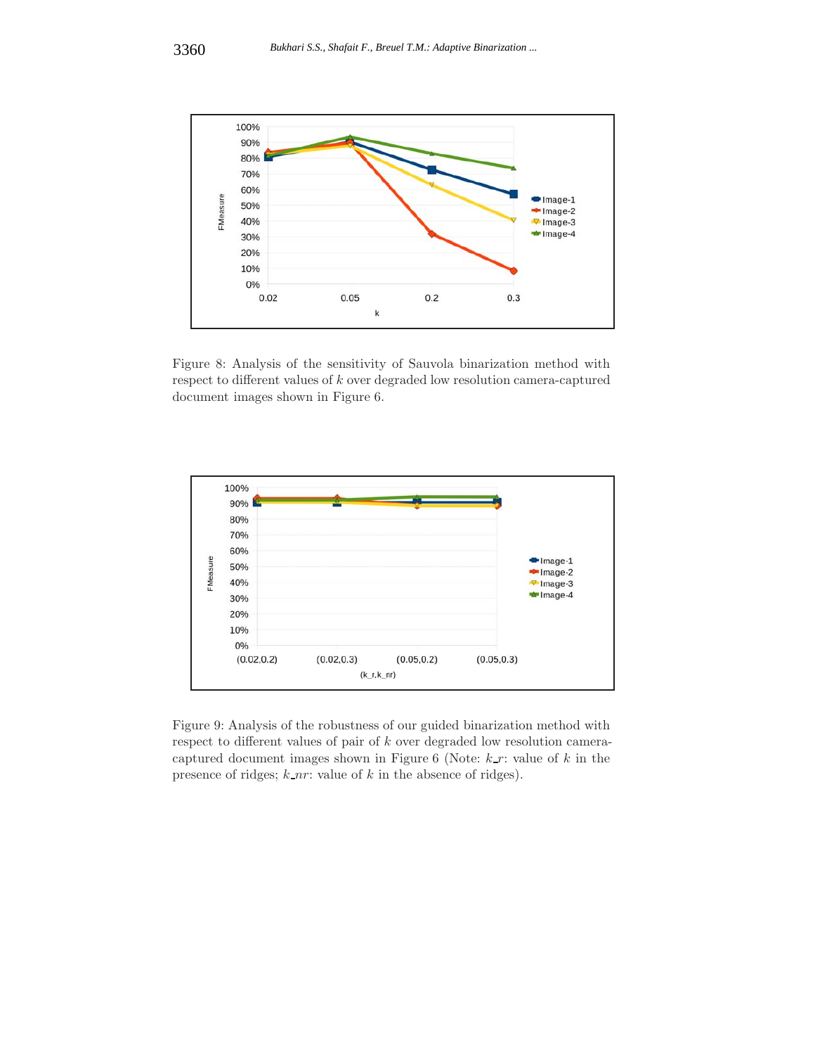Figure 8: Analysis of the sensitivity of Sauvola binarization method with respect to different values of $k$ over degraded low resolution camera-captured document images shown in Figure 6.

Figure 9: Analysis of the robustness of our guided binarization method with respect to different values of pair of $k$ over degraded low resolution camera-captured document images shown in Figure 6 (Note: $k\_r$: value of $k$ in the presence of ridges; $k\_nr$: value of $k$ in the absence of ridges).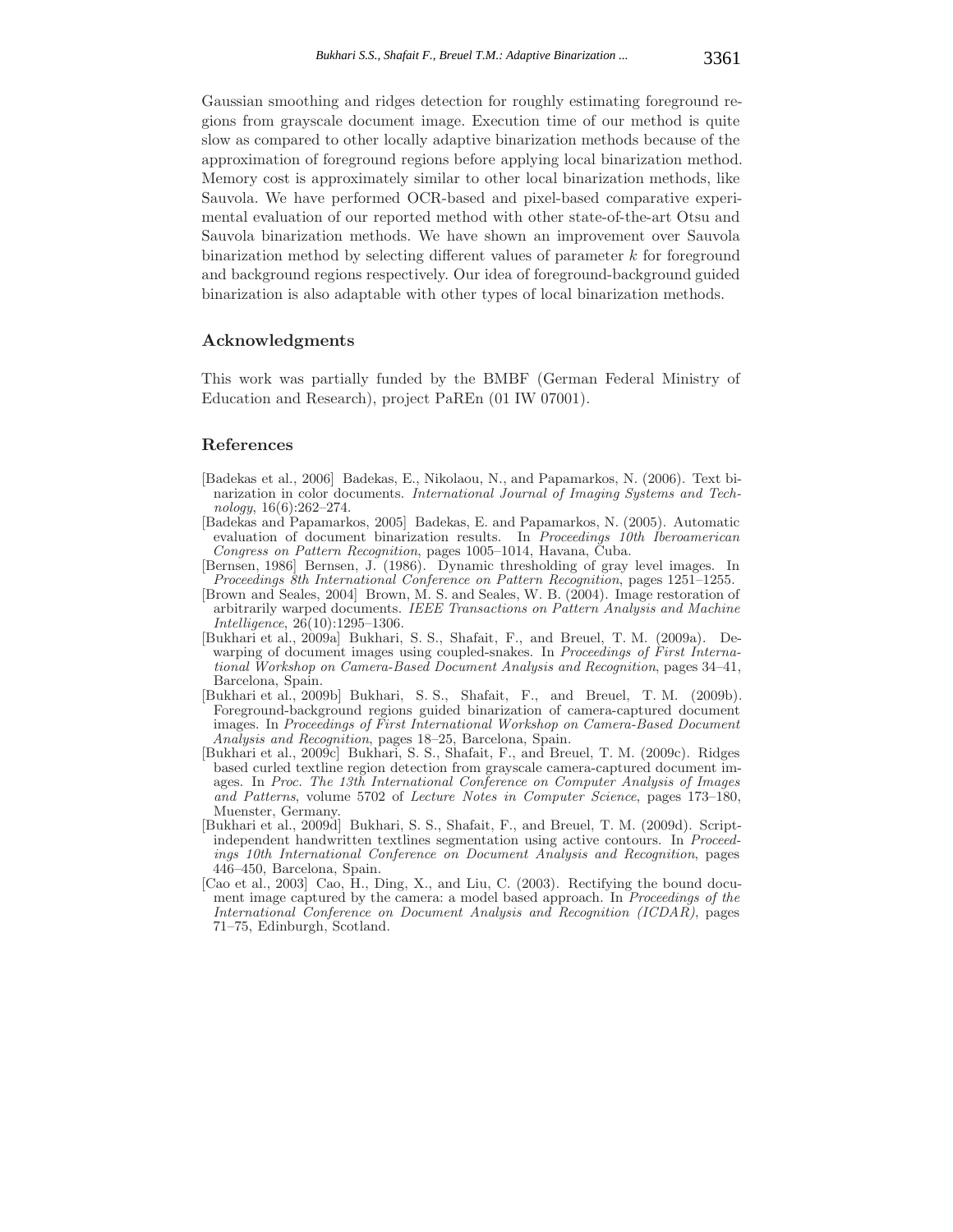Gaussian smoothing and ridges detection for roughly estimating foreground regions from grayscale document image. Execution time of our method is quite slow as compared to other locally adaptive binarization methods because of the approximation of foreground regions before applying local binarization method. Memory cost is approximately similar to other local binarization methods, like Sauvola. We have performed OCR-based and pixel-based comparative experimental evaluation of our reported method with other state-of-the-art Otsu and Sauvola binarization methods. We have shown an improvement over Sauvola binarization method by selecting different values of parameter $k$ for foreground and background regions respectively. Our idea of foreground-background guided binarization is also adaptable with other types of local binarization methods.

## Acknowledgments

This work was partially funded by the BMBF (German Federal Ministry of Education and Research), project PaREn (01 IW 07001).

## References

[Badekas et al., 2006] Badekas, E., Nikolaou, N., and Papamarkos, N. (2006). Text binarization in color documents. *International Journal of Imaging Systems and Technology*, 16(6):262–274.

[Badekas and Papamarkos, 2005] Badekas, E. and Papamarkos, N. (2005). Automatic evaluation of document binarization results. In *Proceedings 10th Iberoamerican Congress on Pattern Recognition*, pages 1005–1014, Havana, Cuba.

[Bernsen, 1986] Bernsen, J. (1986). Dynamic thresholding of gray level images. In *Proceedings 8th International Conference on Pattern Recognition*, pages 1251–1255.

[Brown and Seales, 2004] Brown, M. S. and Seales, W. B. (2004). Image restoration of arbitrarily warped documents. *IEEE Transactions on Pattern Analysis and Machine Intelligence*, 26(10):1295–1306.

[Bukhari et al., 2009a] Bukhari, S. S., Shafait, F., and Breuel, T. M. (2009a). Dewarping of document images using coupled-snakes. In *Proceedings of First International Workshop on Camera-Based Document Analysis and Recognition*, pages 34–41, Barcelona, Spain.

[Bukhari et al., 2009b] Bukhari, S. S., Shafait, F., and Breuel, T. M. (2009b). Foreground-background regions guided binarization of camera-captured document images. In *Proceedings of First International Workshop on Camera-Based Document Analysis and Recognition*, pages 18–25, Barcelona, Spain.

[Bukhari et al., 2009c] Bukhari, S. S., Shafait, F., and Breuel, T. M. (2009c). Ridges based curled textline region detection from grayscale camera-captured document images. In *Proc. The 13th International Conference on Computer Analysis of Images and Patterns*, volume 5702 of *Lecture Notes in Computer Science*, pages 173–180, Muenster, Germany.

[Bukhari et al., 2009d] Bukhari, S. S., Shafait, F., and Breuel, T. M. (2009d). Script-independent handwritten textlines segmentation using active contours. In *Proceedings 10th International Conference on Document Analysis and Recognition*, pages 446–450, Barcelona, Spain.

[Cao et al., 2003] Cao, H., Ding, X., and Liu, C. (2003). Rectifying the bound document image captured by the camera: a model based approach. In *Proceedings of the International Conference on Document Analysis and Recognition (ICDAR)*, pages 71–75, Edinburgh, Scotland.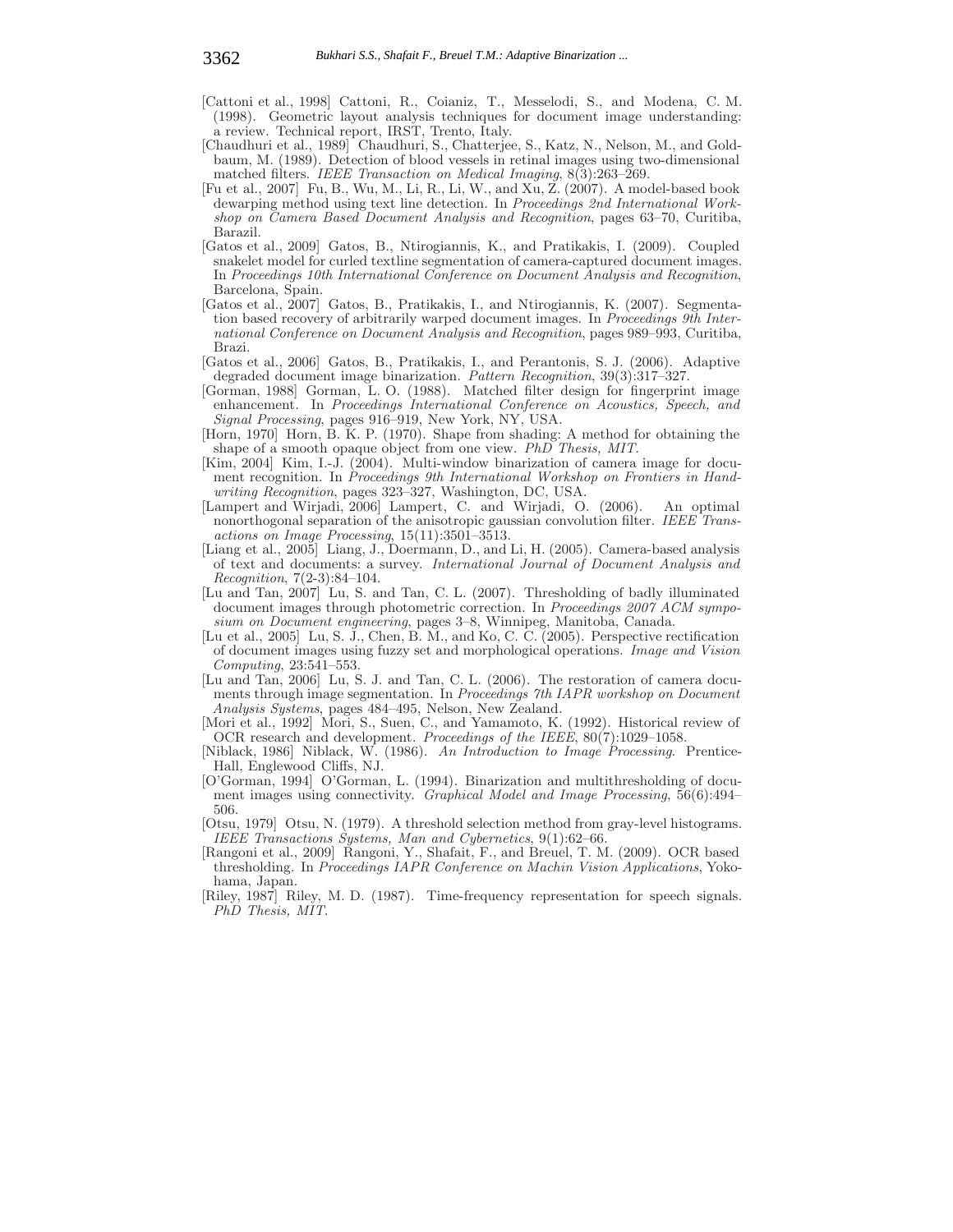[Cattoni et al., 1998] Cattoni, R., Coianiz, T., Messelodi, S., and Modena, C. M. (1998). Geometric layout analysis techniques for document image understanding: a review. Technical report, IRST, Trento, Italy.

[Chaudhuri et al., 1989] Chaudhuri, S., Chatterjee, S., Katz, N., Nelson, M., and Goldbaum, M. (1989). Detection of blood vessels in retinal images using two-dimensional matched filters. *IEEE Transaction on Medical Imaging*, 8(3):263–269.

[Fu et al., 2007] Fu, B., Wu, M., Li, R., Li, W., and Xu, Z. (2007). A model-based book dewarping method using text line detection. In *Proceedings 2nd International Workshop on Camera Based Document Analysis and Recognition*, pages 63–70, Curitiba, Barazil.

[Gatos et al., 2009] Gatos, B., Ntirogiannis, K., and Pratikakis, I. (2009). Coupled snakelet model for curled textline segmentation of camera-captured document images. In *Proceedings 10th International Conference on Document Analysis and Recognition*, Barcelona, Spain.

[Gatos et al., 2007] Gatos, B., Pratikakis, I., and Ntirogiannis, K. (2007). Segmentation based recovery of arbitrarily warped document images. In *Proceedings 9th International Conference on Document Analysis and Recognition*, pages 989–993, Curitiba, Brazi.

[Gatos et al., 2006] Gatos, B., Pratikakis, I., and Perantonis, S. J. (2006). Adaptive degraded document image binarization. *Pattern Recognition*, 39(3):317–327.

[Gorman, 1988] Gorman, L. O. (1988). Matched filter design for fingerprint image enhancement. In *Proceedings International Conference on Acoustics, Speech, and Signal Processing*, pages 916–919, New York, NY, USA.

[Horn, 1970] Horn, B. K. P. (1970). Shape from shading: A method for obtaining the shape of a smooth opaque object from one view. *PhD Thesis, MIT*.

[Kim, 2004] Kim, I.-J. (2004). Multi-window binarization of camera image for document recognition. In *Proceedings 9th International Workshop on Frontiers in Handwriting Recognition*, pages 323–327, Washington, DC, USA.

[Lampert and Wirjadi, 2006] Lampert, C. and Wirjadi, O. (2006). An optimal nonorthogonal separation of the anisotropic gaussian convolution filter. *IEEE Transactions on Image Processing*, 15(11):3501–3513.

[Liang et al., 2005] Liang, J., Doermann, D., and Li, H. (2005). Camera-based analysis of text and documents: a survey. *International Journal of Document Analysis and Recognition*, 7(2-3):84–104.

[Lu and Tan, 2007] Lu, S. and Tan, C. L. (2007). Thresholding of badly illuminated document images through photometric correction. In *Proceedings 2007 ACM symposium on Document engineering*, pages 3–8, Winnipeg, Manitoba, Canada.

[Lu et al., 2005] Lu, S. J., Chen, B. M., and Ko, C. C. (2005). Perspective rectification of document images using fuzzy set and morphological operations. *Image and Vision Computing*, 23:541–553.

[Lu and Tan, 2006] Lu, S. J. and Tan, C. L. (2006). The restoration of camera documents through image segmentation. In *Proceedings 7th IAPR workshop on Document Analysis Systems*, pages 484–495, Nelson, New Zealand.

[Mori et al., 1992] Mori, S., Suen, C., and Yamamoto, K. (1992). Historical review of OCR research and development. *Proceedings of the IEEE*, 80(7):1029–1058.

[Niblack, 1986] Niblack, W. (1986). *An Introduction to Image Processing*. Prentice-Hall, Englewood Cliffs, NJ.

[O'Gorman, 1994] O'Gorman, L. (1994). Binarization and multithresholding of document images using connectivity. *Graphical Model and Image Processing*, 56(6):494–506.

[Otsu, 1979] Otsu, N. (1979). A threshold selection method from gray-level histograms. *IEEE Transactions Systems, Man and Cybernetics*, 9(1):62–66.

[Rangoni et al., 2009] Rangoni, Y., Shafait, F., and Breuel, T. M. (2009). OCR based thresholding. In *Proceedings IAPR Conference on Machin Vision Applications*, Yokohama, Japan.

[Riley, 1987] Riley, M. D. (1987). Time-frequency representation for speech signals. *PhD Thesis, MIT*.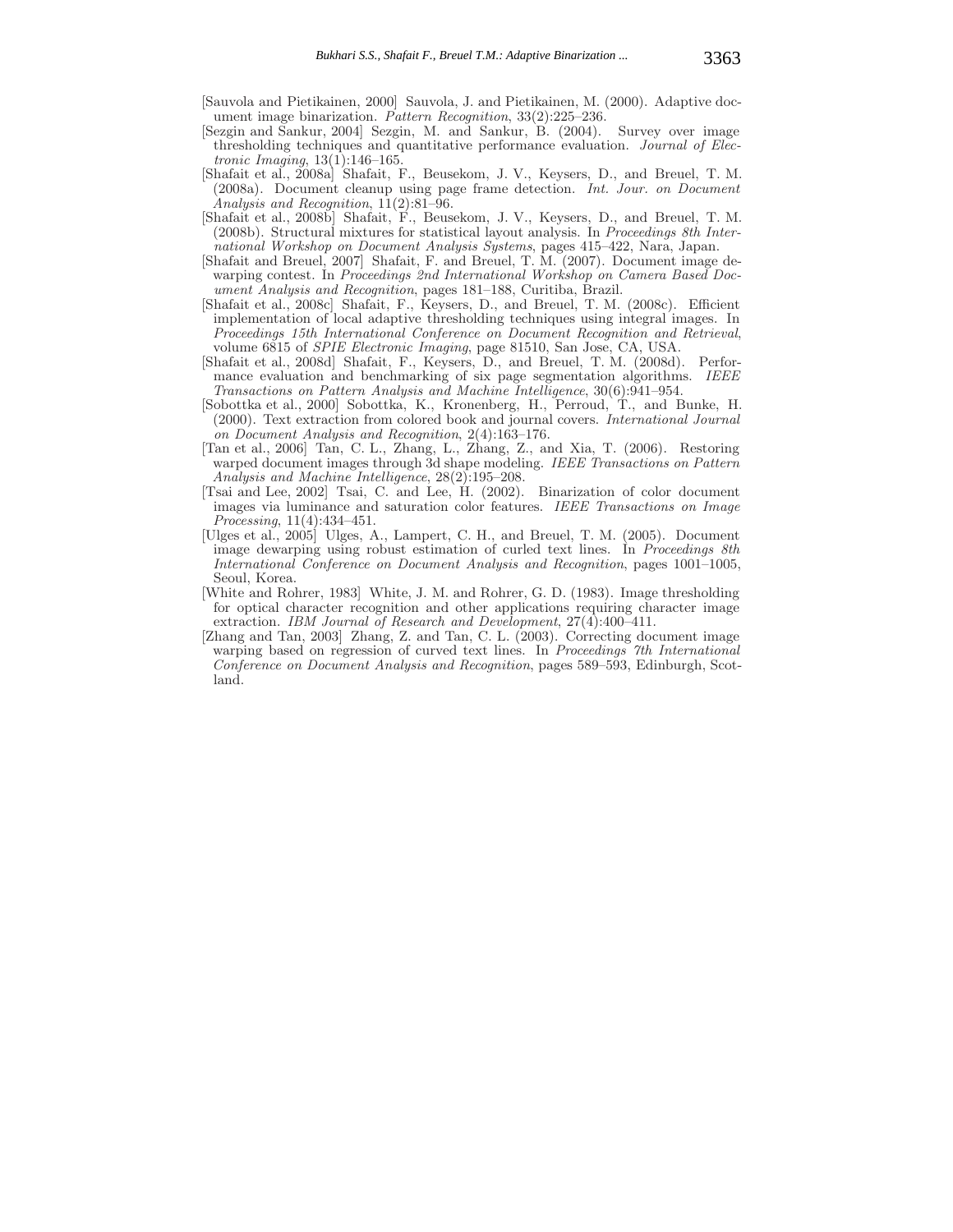[Sauvola and Pietikainen, 2000] Sauvola, J. and Pietikainen, M. (2000). Adaptive document image binarization. *Pattern Recognition*, 33(2):225–236.

[Sezgin and Sankur, 2004] Sezgin, M. and Sankur, B. (2004). Survey over image thresholding techniques and quantitative performance evaluation. *Journal of Electronic Imaging*, 13(1):146–165.

[Shafait et al., 2008a] Shafait, F., Beusekom, J. V., Keysers, D., and Breuel, T. M. (2008a). Document cleanup using page frame detection. *Int. Jour. on Document Analysis and Recognition*, 11(2):81–96.

[Shafait et al., 2008b] Shafait, F., Beusekom, J. V., Keysers, D., and Breuel, T. M. (2008b). Structural mixtures for statistical layout analysis. In *Proceedings 8th International Workshop on Document Analysis Systems*, pages 415–422, Nara, Japan.

[Shafait and Breuel, 2007] Shafait, F. and Breuel, T. M. (2007). Document image dewarping contest. In *Proceedings 2nd International Workshop on Camera Based Document Analysis and Recognition*, pages 181–188, Curitiba, Brazil.

[Shafait et al., 2008c] Shafait, F., Keysers, D., and Breuel, T. M. (2008c). Efficient implementation of local adaptive thresholding techniques using integral images. In *Proceedings 15th International Conference on Document Recognition and Retrieval*, volume 6815 of *SPIE Electronic Imaging*, page 81510, San Jose, CA, USA.

[Shafait et al., 2008d] Shafait, F., Keysers, D., and Breuel, T. M. (2008d). Performance evaluation and benchmarking of six page segmentation algorithms. *IEEE Transactions on Pattern Analysis and Machine Intelligence*, 30(6):941–954.

[Sobottka et al., 2000] Sobottka, K., Kronenberg, H., Perroud, T., and Bunke, H. (2000). Text extraction from colored book and journal covers. *International Journal on Document Analysis and Recognition*, 2(4):163–176.

[Tan et al., 2006] Tan, C. L., Zhang, L., Zhang, Z., and Xia, T. (2006). Restoring warped document images through 3d shape modeling. *IEEE Transactions on Pattern Analysis and Machine Intelligence*, 28(2):195–208.

[Tsai and Lee, 2002] Tsai, C. and Lee, H. (2002). Binarization of color document images via luminance and saturation color features. *IEEE Transactions on Image Processing*, 11(4):434–451.

[Ulges et al., 2005] Ulges, A., Lampert, C. H., and Breuel, T. M. (2005). Document image dewarping using robust estimation of curled text lines. In *Proceedings 8th International Conference on Document Analysis and Recognition*, pages 1001–1005, Seoul, Korea.

[White and Rohrer, 1983] White, J. M. and Rohrer, G. D. (1983). Image thresholding for optical character recognition and other applications requiring character image extraction. *IBM Journal of Research and Development*, 27(4):400–411.

[Zhang and Tan, 2003] Zhang, Z. and Tan, C. L. (2003). Correcting document image warping based on regression of curved text lines. In *Proceedings 7th International Conference on Document Analysis and Recognition*, pages 589–593, Edinburgh, Scotland.